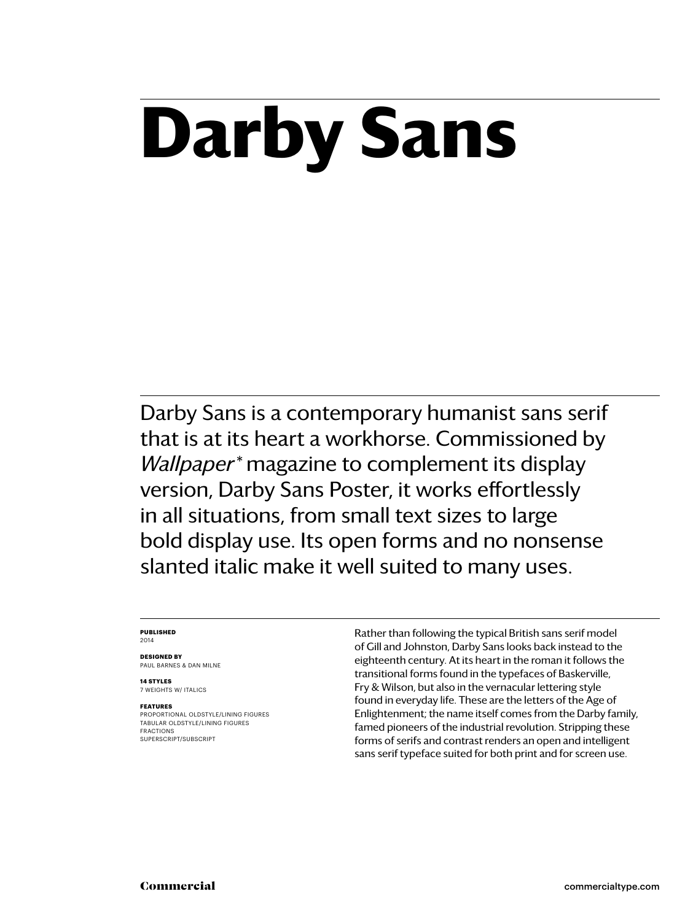# Darby Sans

Darby Sans is a contemporary humanist sans serif that is at its heart a workhorse. Commissioned by *Wallpaper** magazine to complement its display version, Darby Sans Poster, it works effortlessly in all situations, from small text sizes to large bold display use. Its open forms and no nonsense slanted italic make it well suited to many uses.

**PUBLISHED**
2014

**DESIGNED BY**
PAUL BARNES & DAN MILNE

**14 STYLES**
7 WEIGHTS W/ ITALICS

**FEATURES**
PROPORTIONAL OLDSTYLE/LINING FIGURES
TABULAR OLDSTYLE/LINING FIGURES
FRACTIONS
SUPERSCRIPT/SUBSCRIPT

Rather than following the typical British sans serif model of Gill and Johnston, Darby Sans looks back instead to the eighteenth century. At its heart in the roman it follows the transitional forms found in the typefaces of Baskerville, Fry & Wilson, but also in the vernacular lettering style found in everyday life. These are the letters of the Age of Enlightenment; the name itself comes from the Darby family, famed pioneers of the industrial revolution. Stripping these forms of serifs and contrast renders an open and intelligent sans serif typeface suited for both print and for screen use.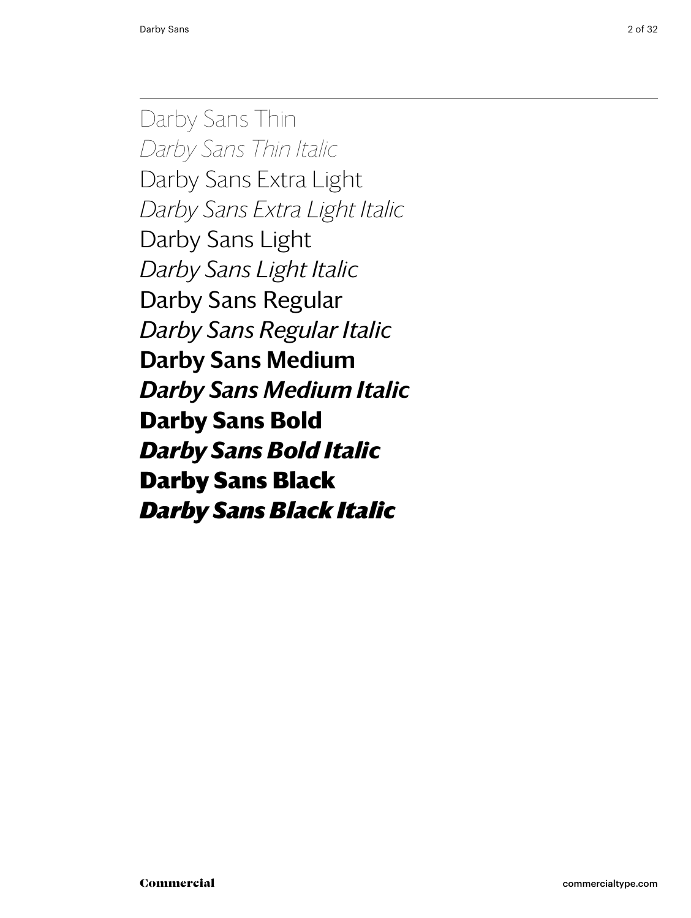Darby Sans Thin

*Darby Sans Thin Italic*

Darby Sans Extra Light

*Darby Sans Extra Light Italic*

Darby Sans Light

*Darby Sans Light Italic*

Darby Sans Regular

*Darby Sans Regular Italic*

**Darby Sans Medium**

***Darby Sans Medium Italic***

**Darby Sans Bold**

***Darby Sans Bold Italic***

**Darby Sans Black**

***Darby Sans Black Italic***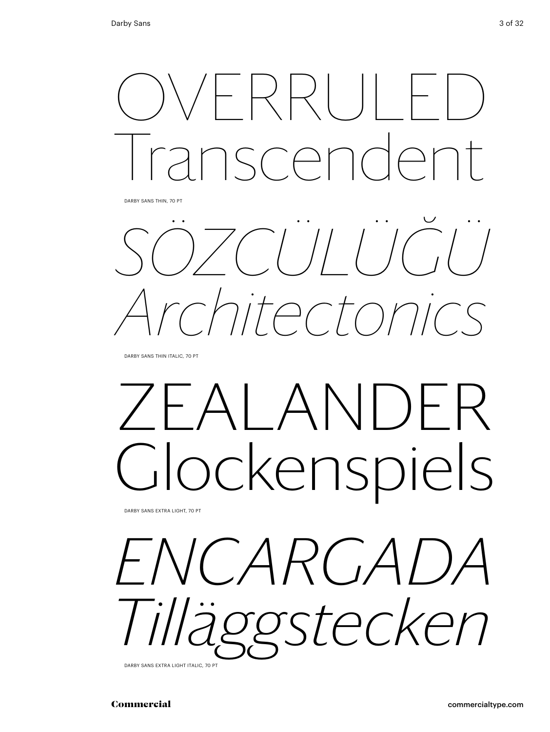OVERRULED
Transcendent

DARBY SANS THIN, 70 PT

*SÖZCÜLÜĞÜ*
*Architectonics*

DARBY SANS THIN ITALIC, 70 PT

ZEALANDER
Glockenspiels

DARBY SANS EXTRA LIGHT, 70 PT

*ENCARGADA*
*Tilläggstecken*

DARBY SANS EXTRA LIGHT ITALIC, 70 PT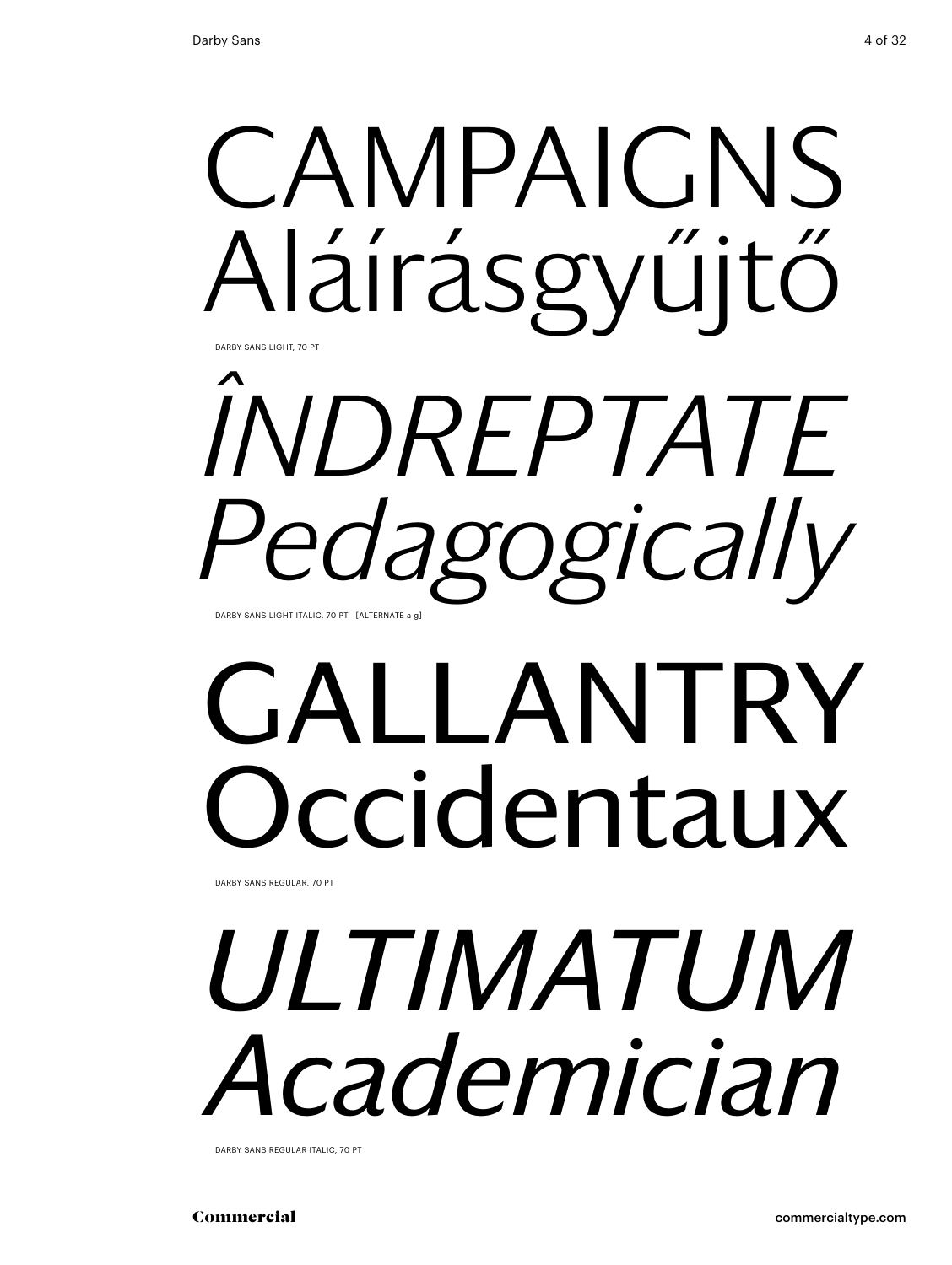CAMPAIGNS
Aláírásgyűjtő

DARBY SANS LIGHT, 70 PT

*ÎNDREPTATE*
*Pedagogically*

DARBY SANS LIGHT ITALIC, 70 PT [ALTERNATE a g]

GALLANTRY
Occidentaux

DARBY SANS REGULAR, 70 PT

*ULTIMATUM*
*Academician*

DARBY SANS REGULAR ITALIC, 70 PT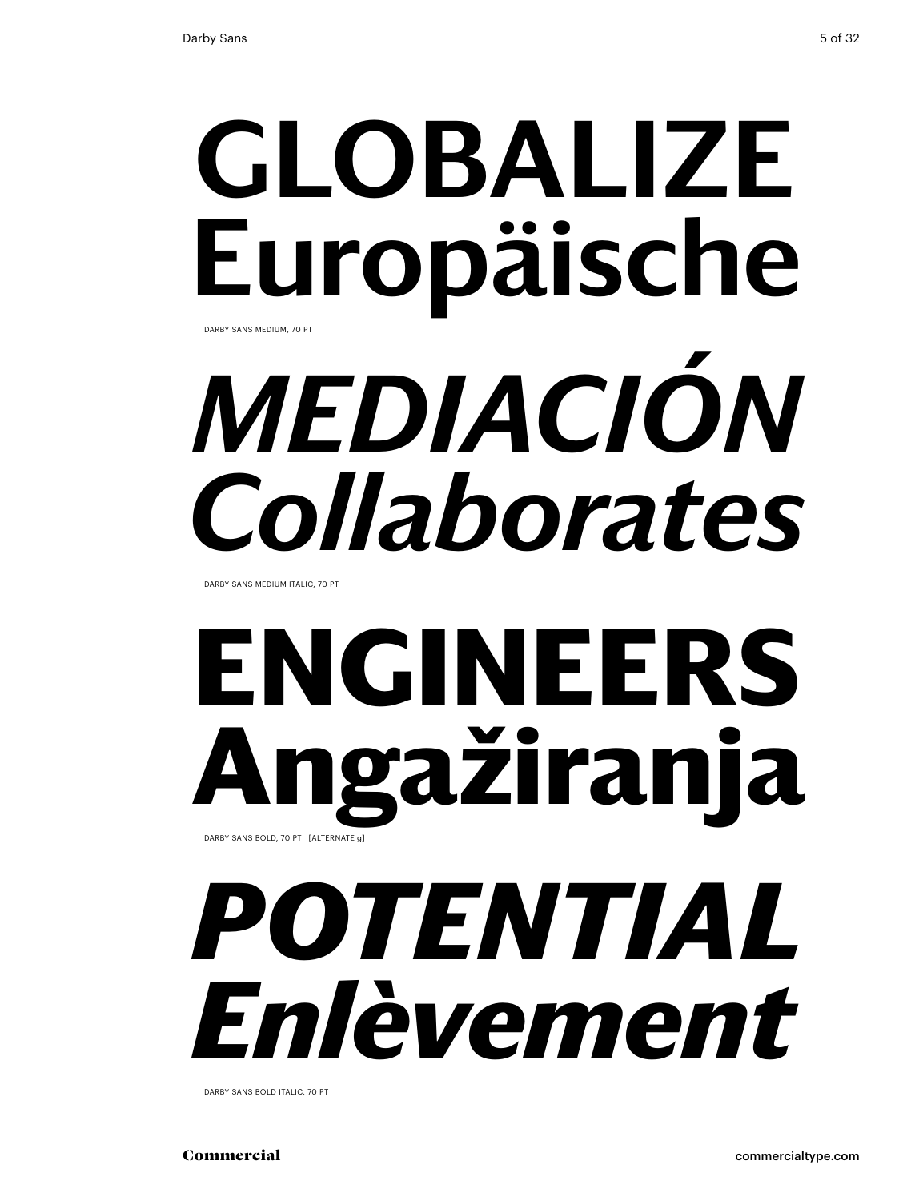GLOBALIZE
Europäische

DARBY SANS MEDIUM, 70 PT

*MEDIACIÓN*
*Collaborates*

DARBY SANS MEDIUM ITALIC, 70 PT

**ENGINEERS**
**Angažiranja**

DARBY SANS BOLD, 70 PT [ALTERNATE g]

***POTENTIAL***
***Enlèvement***

DARBY SANS BOLD ITALIC, 70 PT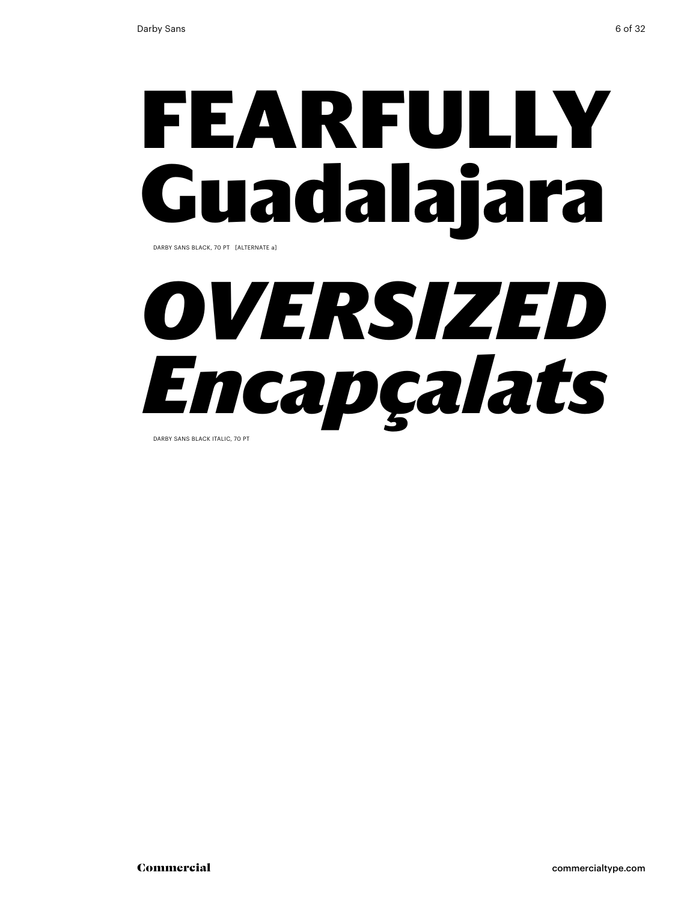# FEARFULLY Guadalajara

DARBY SANS BLACK, 70 PT [ALTERNATE a]

# *OVERSIZED Encapçalats*

DARBY SANS BLACK ITALIC, 70 PT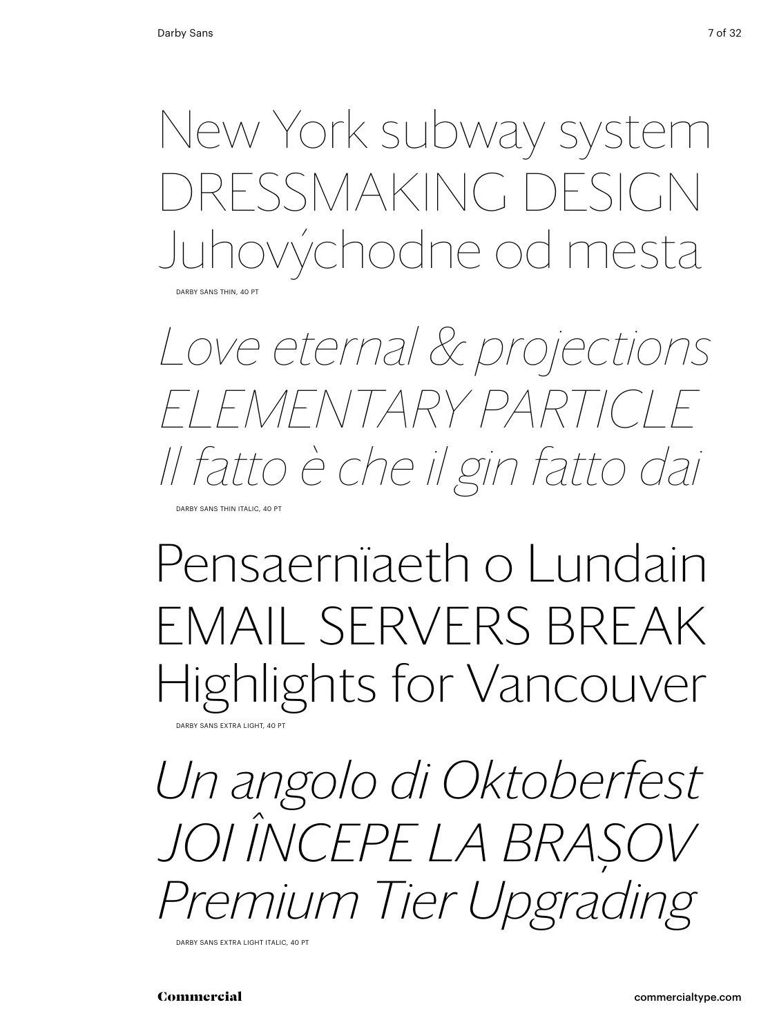New York subway system
DRESSMAKING DESIGN
Juhovýchodne od mesta

DARBY SANS THIN, 40 PT

*Love eternal & projections*
*ELEMENTARY PARTICLE*
*Il fatto è che il gin fatto dai*

DARBY SANS THIN ITALIC, 40 PT

Pensaernïaeth o Lundain
EMAIL SERVERS BREAK
Highlights for Vancouver

DARBY SANS EXTRA LIGHT, 40 PT

*Un angolo di Oktoberfest*
*JOI ÎNCEPE LA BRAȘOV*
*Premium Tier Upgrading*

DARBY SANS EXTRA LIGHT ITALIC, 40 PT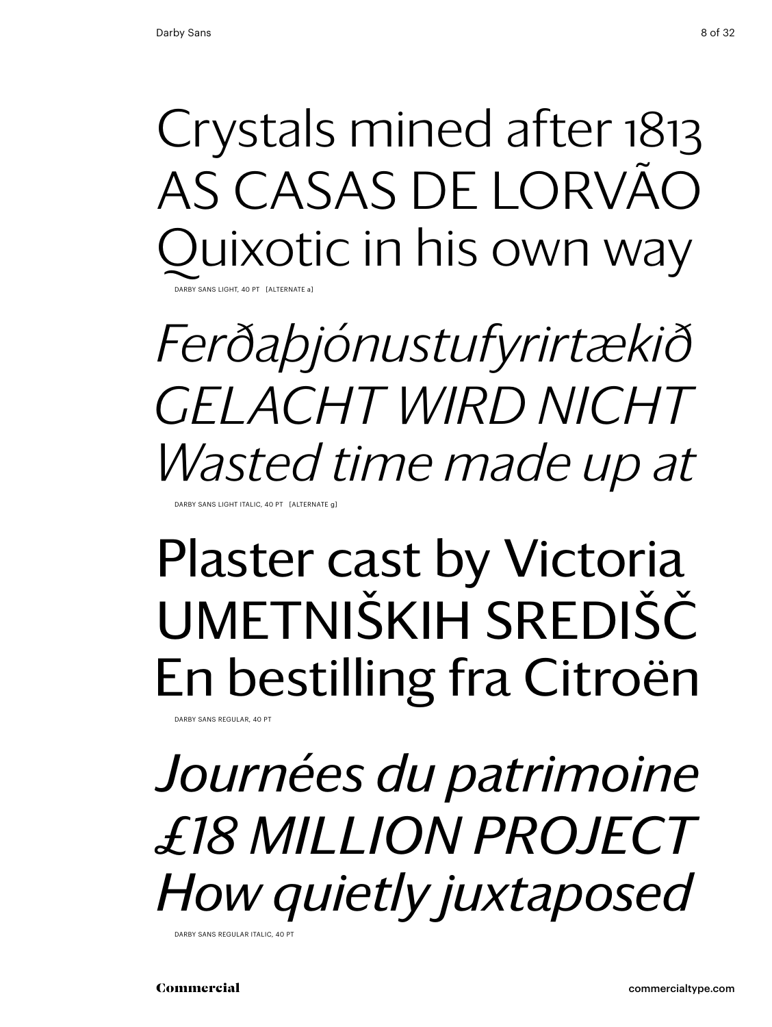Crystals mined after 1813
AS CASAS DE LORVÃO
Quixotic in his own way

DARBY SANS LIGHT, 40 PT [ALTERNATE a]

*Ferðaþjónustufyrirtækið*
*GELACHT WIRD NICHT*
*Wasted time made up at*

DARBY SANS LIGHT ITALIC, 40 PT [ALTERNATE g]

Plaster cast by Victoria
UMETNIŠKIH SREDIŠČ
En bestilling fra Citroën

DARBY SANS REGULAR, 40 PT

*Journées du patrimoine*
*£18 MILLION PROJECT*
*How quietly juxtaposed*

DARBY SANS REGULAR ITALIC, 40 PT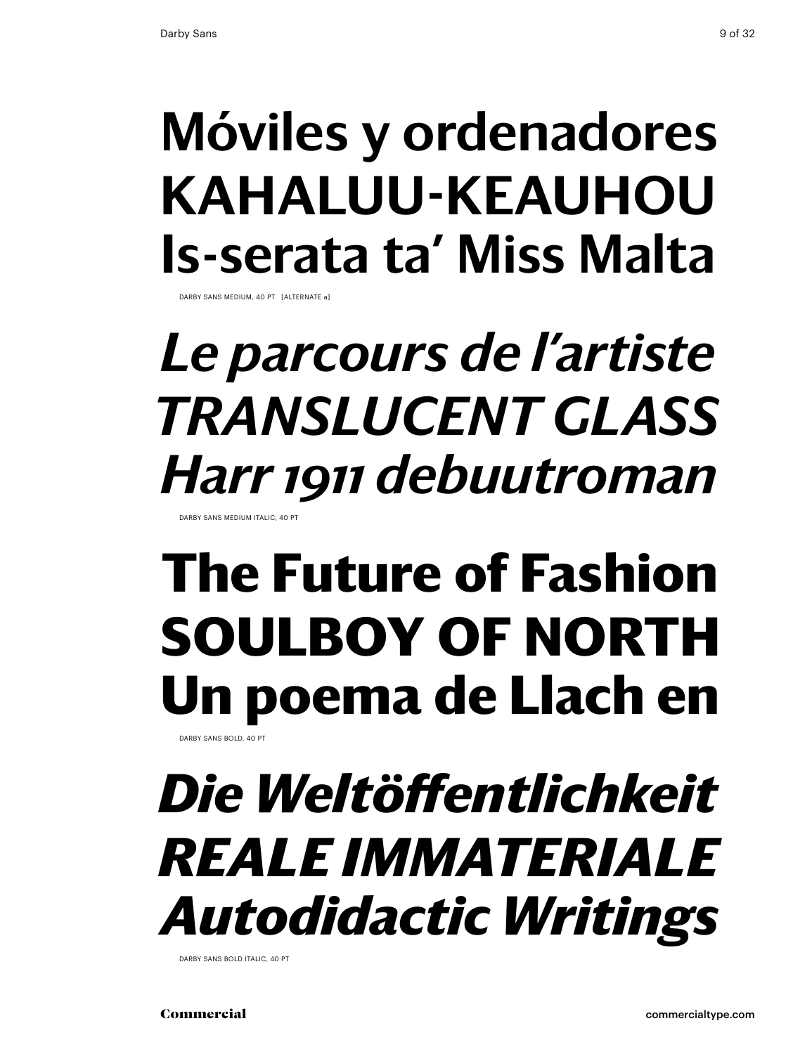Móviles y ordenadores
KAHALUU-KEAUHOU
Is-serata ta’ Miss Malta

DARBY SANS MEDIUM, 40 PT [ALTERNATE a]

*Le parcours de l’artiste*
*TRANSLUCENT GLASS*
*Harr 1911 debuutroman*

DARBY SANS MEDIUM ITALIC, 40 PT

**The Future of Fashion**
**SOULBOY OF NORTH**
**Un poema de Llach en**

DARBY SANS BOLD, 40 PT

***Die Weltöffentlichkeit***
***REALE IMMATERIALE***
***Autodidactic Writings***

DARBY SANS BOLD ITALIC, 40 PT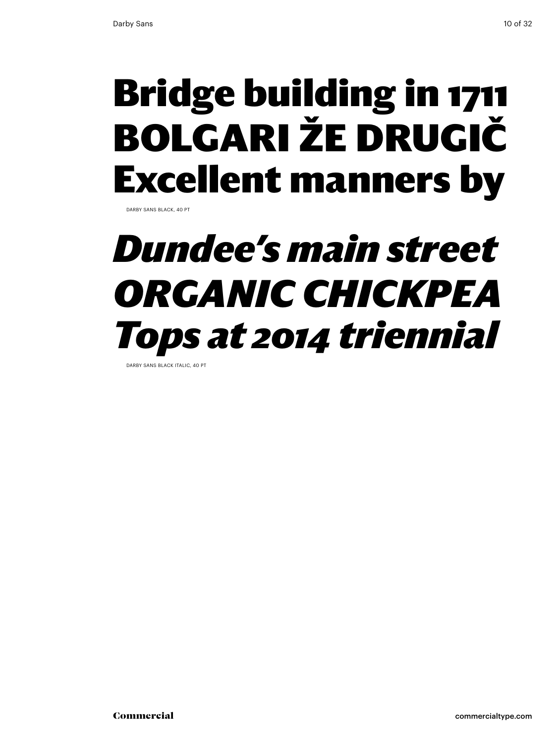**Bridge building in 1711**
**BOLGARI ŽE DRUGIČ**
**Excellent manners by**

DARBY SANS BLACK, 40 PT

***Dundee's main street***
***ORGANIC CHICKPEA***
***Tops at 2014 triennial***

DARBY SANS BLACK ITALIC, 40 PT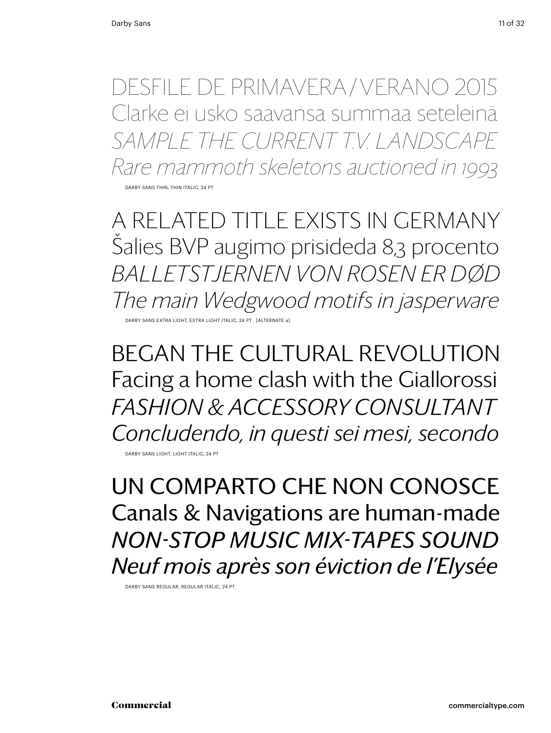DESFILE DE PRIMAVERA / VERANO 2015
Clarke ei usko saavansa summaa seteleinä
*SAMPLE THE CURRENT T.V. LANDSCAPE*
*Rare mammoth skeletons auctioned in 1993*

DARBY SANS THIN, THIN ITALIC, 24 PT

A RELATED TITLE EXISTS IN GERMANY
Šalies BVP augimo prisideda 8,3 procento
*BALLETSTJERNEN VON ROSEN ER DØD*
*The main Wedgwood motifs in jasperware*

DARBY SANS EXTRA LIGHT, EXTRA LIGHT ITALIC, 24 PT [ALTERNATE a]

BEGAN THE CULTURAL REVOLUTION
Facing a home clash with the Giallorossi
*FASHION & ACCESSORY CONSULTANT*
*Concludendo, in questi sei mesi, secondo*

DARBY SANS LIGHT, LIGHT ITALIC, 24 PT

UN COMPARTO CHE NON CONOSCE
Canals & Navigations are human-made
*NON-STOP MUSIC MIX-TAPES SOUND*
*Neuf mois après son éviction de l'Elysée*

DARBY SANS REGULAR, REGULAR ITALIC, 24 PT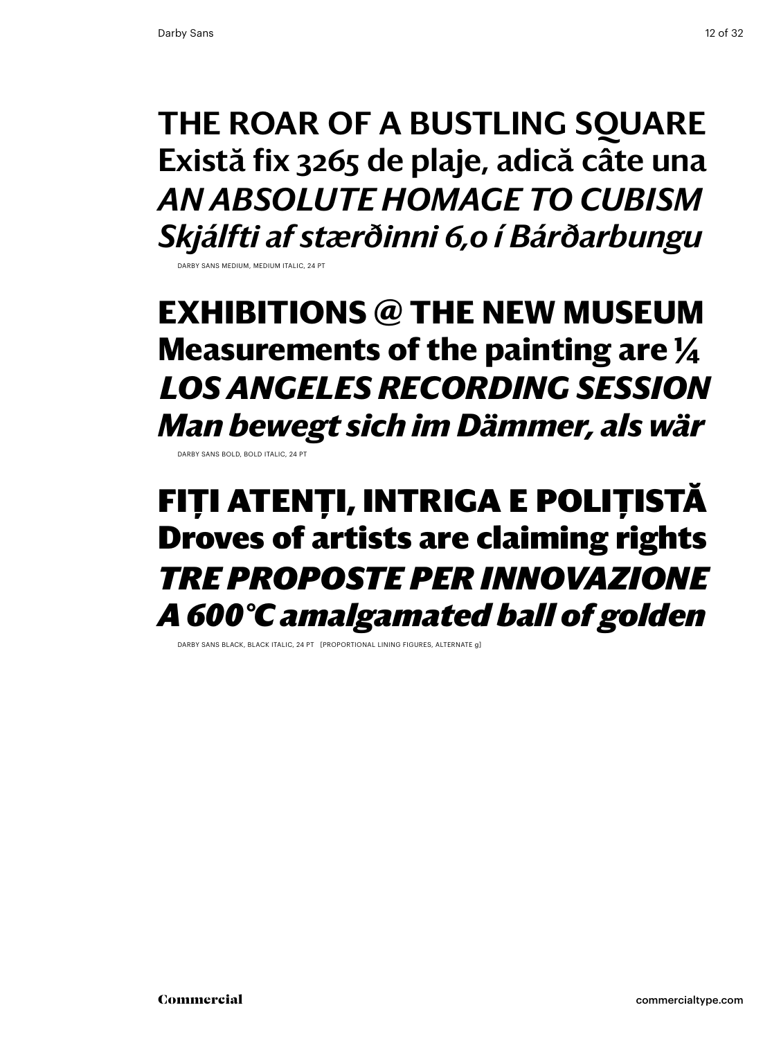**THE ROAR OF A BUSTLING SQUARE**
**Există fix 3265 de plaje, adică câte una**
***AN ABSOLUTE HOMAGE TO CUBISM***
***Skjálfti af stærðinni 6,0 í Bárðarbungu***

DARBY SANS MEDIUM, MEDIUM ITALIC, 24 PT

**EXHIBITIONS @ THE NEW MUSEUM**
**Measurements of the painting are ¼**
***LOS ANGELES RECORDING SESSION***
***Man bewegt sich im Dämmer, als wär***

DARBY SANS BOLD, BOLD ITALIC, 24 PT

**FIȚI ATENȚI, INTRIGA E POLIȚISTĂ**
**Droves of artists are claiming rights**
***TRE PROPOSTE PER INNOVAZIONE***
***A 600°C amalgamated ball of golden***

DARBY SANS BLACK, BLACK ITALIC, 24 PT [PROPORTIONAL LINING FIGURES, ALTERNATE g]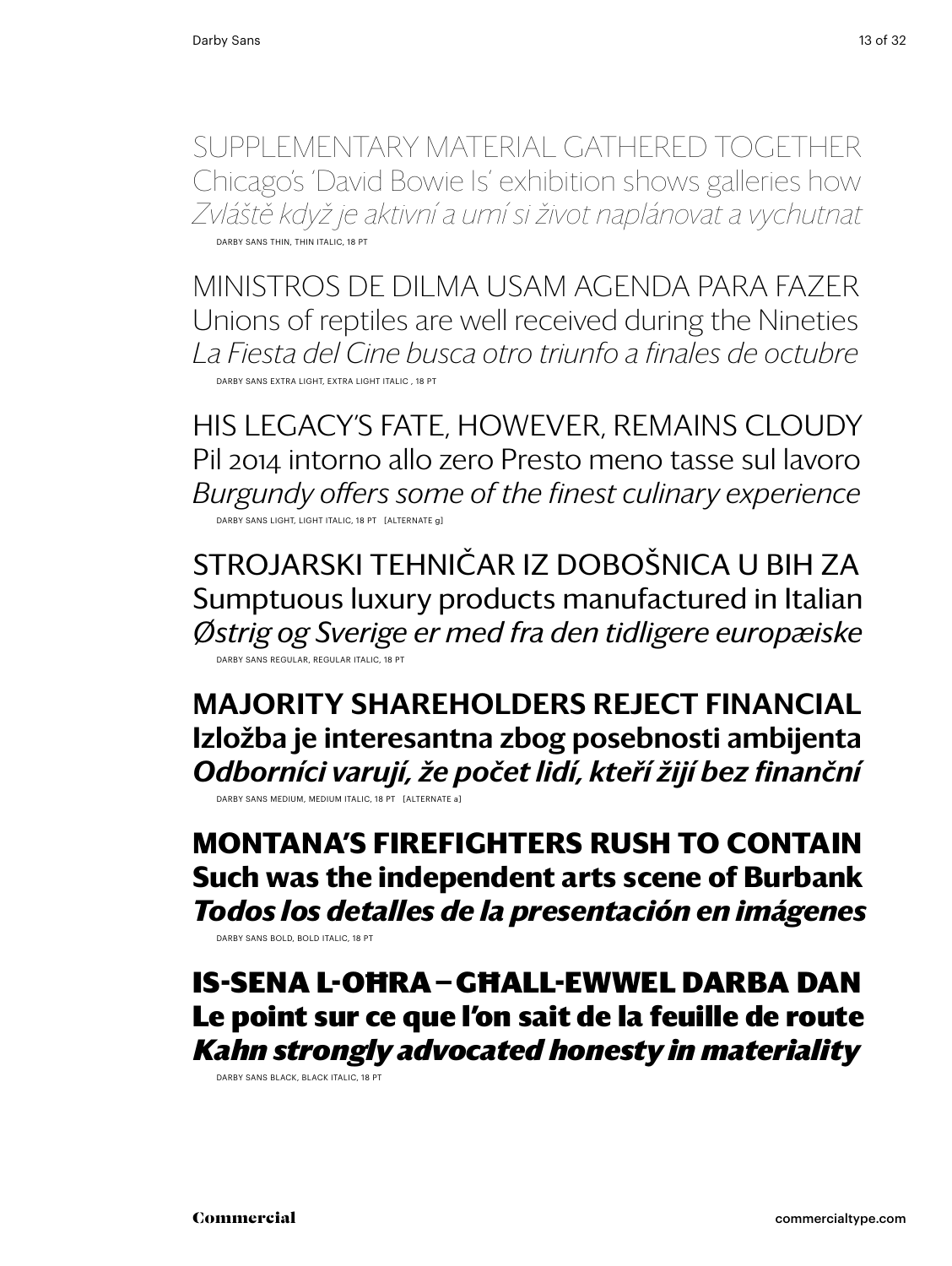SUPPLEMENTARY MATERIAL GATHERED TOGETHER
Chicago's 'David Bowie Is' exhibition shows galleries how
*Zvláště když je aktivní a umí si život naplánovat a vychutnat*

DARBY SANS THIN, THIN ITALIC, 18 PT

MINISTROS DE DILMA USAM AGENDA PARA FAZER
Unions of reptiles are well received during the Nineties
*La Fiesta del Cine busca otro triunfo a finales de octubre*

DARBY SANS EXTRA LIGHT, EXTRA LIGHT ITALIC , 18 PT

HIS LEGACY'S FATE, HOWEVER, REMAINS CLOUDY
Pil 2014 intorno allo zero Presto meno tasse sul lavoro
*Burgundy offers some of the finest culinary experience*

DARBY SANS LIGHT, LIGHT ITALIC, 18 PT [ALTERNATE g]

STROJARSKI TEHNIČAR IZ DOBOŠNICA U BIH ZA
Sumptuous luxury products manufactured in Italian
*Østrig og Sverige er med fra den tidligere europæiske*

DARBY SANS REGULAR, REGULAR ITALIC, 18 PT

**MAJORITY SHAREHOLDERS REJECT FINANCIAL**
**Izložba je interesantna zbog posebnosti ambijenta**
***Odborníci varují, že počet lidí, kteří žijí bez finanční***

DARBY SANS MEDIUM, MEDIUM ITALIC, 18 PT [ALTERNATE a]

**MONTANA'S FIREFIGHTERS RUSH TO CONTAIN**
**Such was the independent arts scene of Burbank**
***Todos los detalles de la presentación en imágenes***

DARBY SANS BOLD, BOLD ITALIC, 18 PT

**IS-SENA L-OĦRA – GĦALL-EWWEL DARBA DAN**
**Le point sur ce que l'on sait de la feuille de route**
***Kahn strongly advocated honesty in materiality***

DARBY SANS BLACK, BLACK ITALIC, 18 PT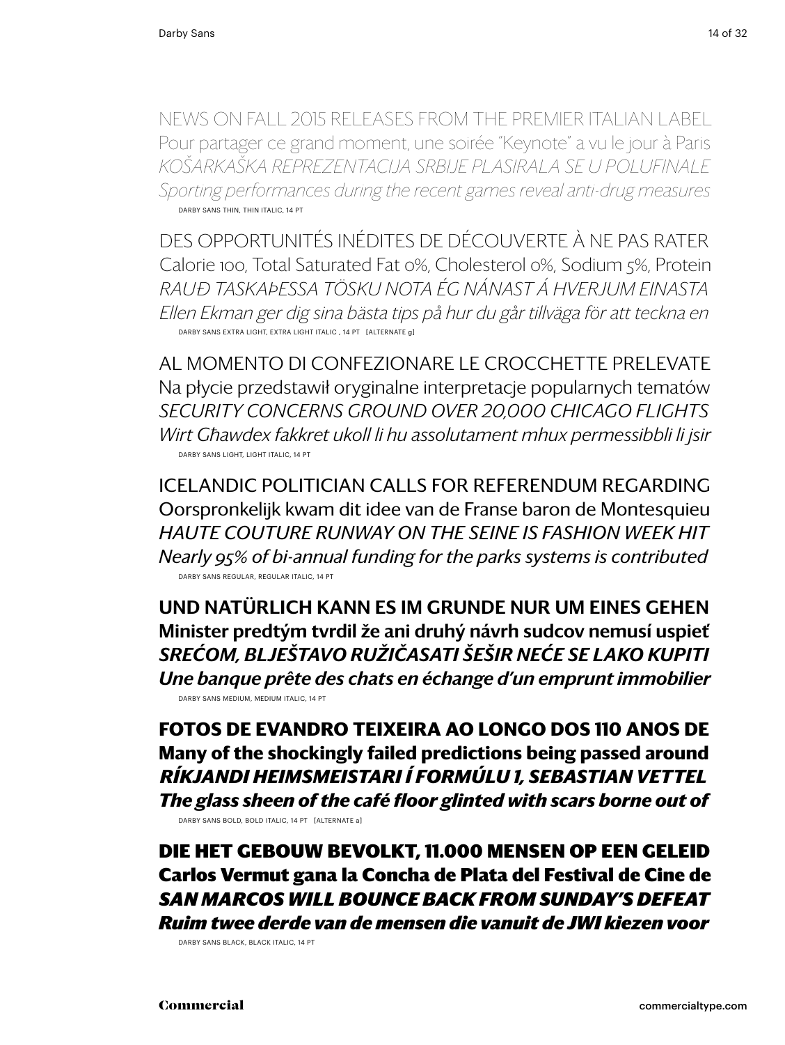NEWS ON FALL 2015 RELEASES FROM THE PREMIER ITALIAN LABEL
Pour partager ce grand moment, une soirée "Keynote" a vu le jour à Paris
*KOŠARKAŠKA REPREZENTACIJA SRBIJE PLASIRALA SE U POLUFINALE*
*Sporting performances during the recent games reveal anti-drug measures*

DARBY SANS THIN, THIN ITALIC, 14 PT

DES OPPORTUNITÉS INÉDITES DE DÉCOUVERTE À NE PAS RATER
Calorie 100, Total Saturated Fat 0%, Cholesterol 0%, Sodium 5%, Protein
*RAUÐ TASKAÞESSA TÖSKU NOTA ÉG NÁNAST Á HVERJUM EINASTA*
*Ellen Ekman ger dig sina bästa tips på hur du går tillväga för att teckna en*

DARBY SANS EXTRA LIGHT, EXTRA LIGHT ITALIC , 14 PT [ALTERNATE g]

AL MOMENTO DI CONFEZIONARE LE CROCCHETTE PRELEVATE
Na płycie przedstawił oryginalne interpretacje popularnych tematów
*SECURITY CONCERNS GROUND OVER 20,000 CHICAGO FLIGHTS*
*Wirt Għawdex fakkret ukoll li hu assolutament mhux permessibbli li jsir*

DARBY SANS LIGHT, LIGHT ITALIC, 14 PT

ICELANDIC POLITICIAN CALLS FOR REFERENDUM REGARDING
Oorspronkelijk kwam dit idee van de Franse baron de Montesquieu
*HAUTE COUTURE RUNWAY ON THE SEINE IS FASHION WEEK HIT*
*Nearly 95% of bi-annual funding for the parks systems is contributed*

DARBY SANS REGULAR, REGULAR ITALIC, 14 PT

**UND NATÜRLICH KANN ES IM GRUNDE NUR UM EINES GEHEN**
**Minister predtým tvrdil že ani druhý návrh sudcov nemusí uspieť**
***SREĆOM, BLJEŠTAVO RUŽIČASATI ŠEŠIR NEĆE SE LAKO KUPITI***
***Une banque prête des chats en échange d'un emprunt immobilier***

DARBY SANS MEDIUM, MEDIUM ITALIC, 14 PT

**FOTOS DE EVANDRO TEIXEIRA AO LONGO DOS 110 ANOS DE**
**Many of the shockingly failed predictions being passed around**
***RÍKJANDI HEIMSMEISTARI Í FORMÚLU 1, SEBASTIAN VETTEL***
***The glass sheen of the café floor glinted with scars borne out of***

DARBY SANS BOLD, BOLD ITALIC, 14 PT [ALTERNATE a]

**DIE HET GEBOUW BEVOLKT, 11.000 MENSEN OP EEN GELEID**
**Carlos Vermut gana la Concha de Plata del Festival de Cine de**
***SAN MARCOS WILL BOUNCE BACK FROM SUNDAY'S DEFEAT***
***Ruim twee derde van de mensen die vanuit de JWI kiezen voor***

DARBY SANS BLACK, BLACK ITALIC, 14 PT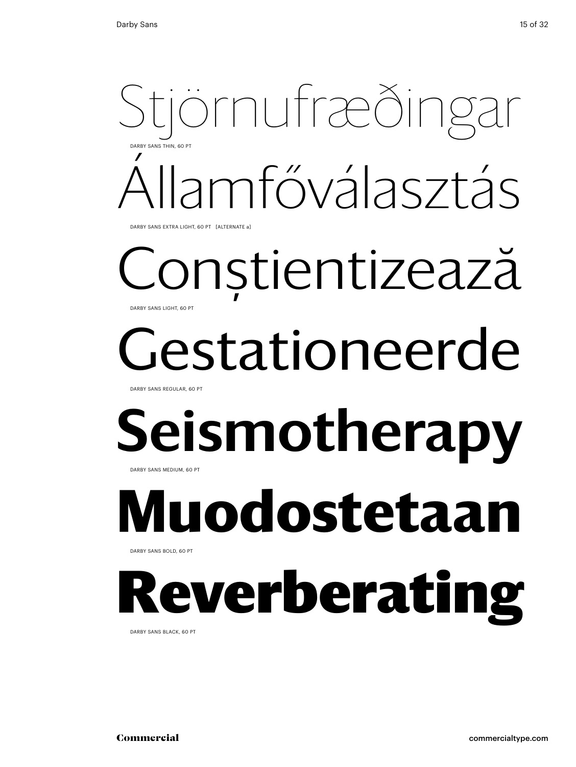Stjörnufræðingar

DARBY SANS THIN, 60 PT

Államfőválasztás

DARBY SANS EXTRA LIGHT, 60 PT [ALTERNATE a]

Conștientizează

DARBY SANS LIGHT, 60 PT

Gestationeerde

DARBY SANS REGULAR, 60 PT

**Seismotherapy**

DARBY SANS MEDIUM, 60 PT

**Muodostetaan**

DARBY SANS BOLD, 60 PT

**Reverberating**

DARBY SANS BLACK, 60 PT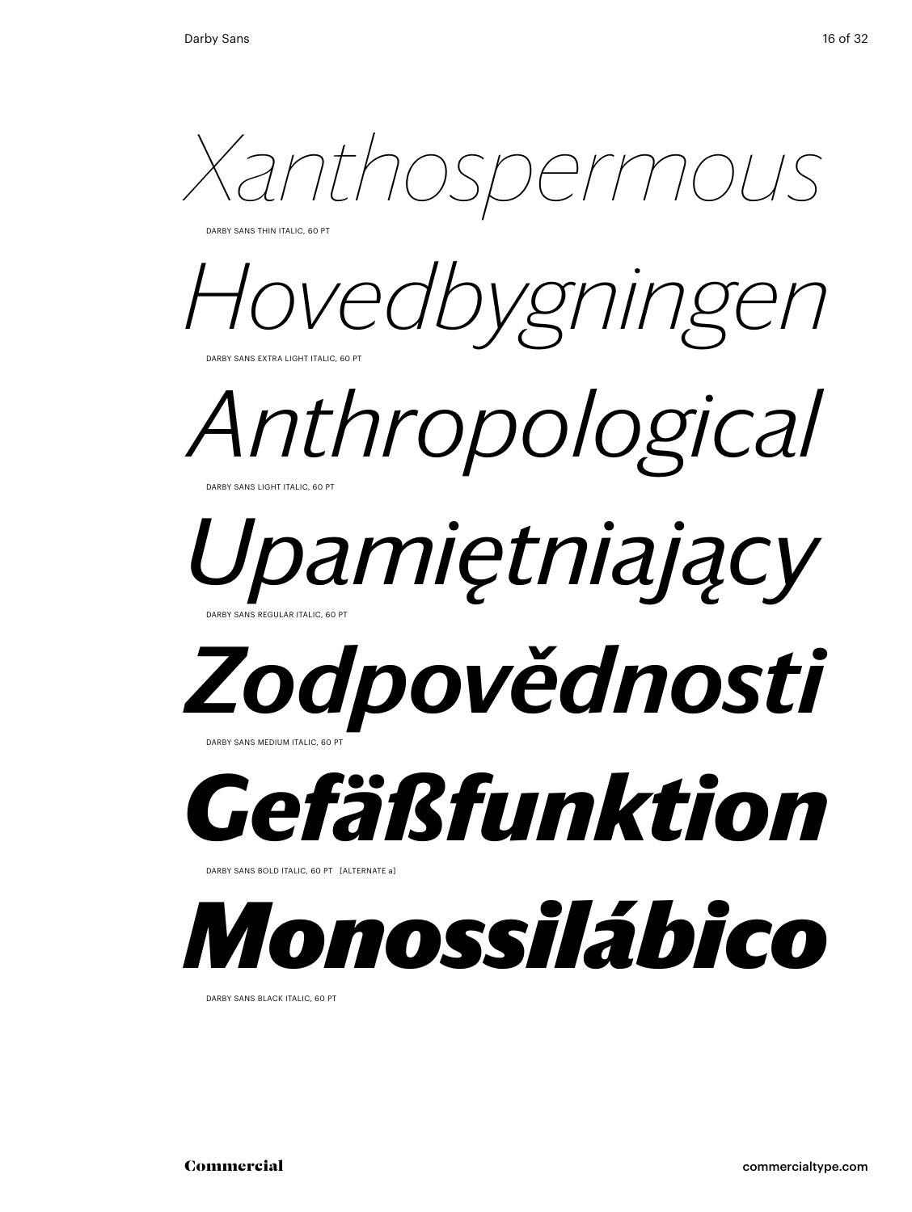*Xanthospermous*

DARBY SANS THIN ITALIC, 60 PT

*Hovedbygningen*

DARBY SANS EXTRA LIGHT ITALIC, 60 PT

*Anthropological*

DARBY SANS LIGHT ITALIC, 60 PT

*Upamiętniający*

DARBY SANS REGULAR ITALIC, 60 PT

***Zodpovědnosti***

DARBY SANS MEDIUM ITALIC, 60 PT

***Gefäßfunktion***

DARBY SANS BOLD ITALIC, 60 PT [ALTERNATE a]

***Monossilábico***

DARBY SANS BLACK ITALIC, 60 PT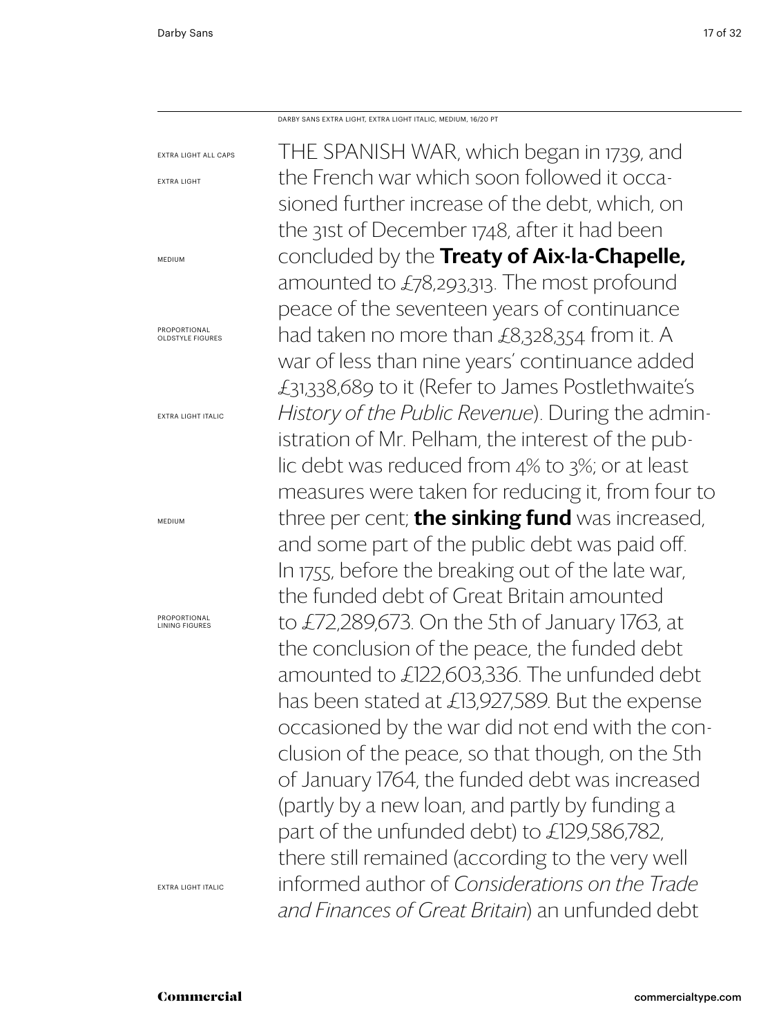DARBY SANS EXTRA LIGHT, EXTRA LIGHT ITALIC, MEDIUM, 16/20 PT

EXTRA LIGHT ALL CAPS
EXTRA LIGHT
MEDIUM
PROPORTIONAL OLDSTYLE FIGURES
EXTRA LIGHT ITALIC
MEDIUM
PROPORTIONAL LINING FIGURES
EXTRA LIGHT ITALIC

THE SPANISH WAR, which began in 1739, and the French war which soon followed it occasioned further increase of the debt, which, on the 31st of December 1748, after it had been concluded by the **Treaty of Aix-la-Chapelle,** amounted to £78,293,313. The most profound peace of the seventeen years of continuance had taken no more than £8,328,354 from it. A war of less than nine years' continuance added £31,338,689 to it (Refer to James Postlethwaite's *History of the Public Revenue*). During the administration of Mr. Pelham, the interest of the public debt was reduced from 4% to 3%; or at least measures were taken for reducing it, from four to three per cent; **the sinking fund** was increased, and some part of the public debt was paid off. In 1755, before the breaking out of the late war, the funded debt of Great Britain amounted to £72,289,673. On the 5th of January 1763, at the conclusion of the peace, the funded debt amounted to £122,603,336. The unfunded debt has been stated at £13,927,589. But the expense occasioned by the war did not end with the conclusion of the peace, so that though, on the 5th of January 1764, the funded debt was increased (partly by a new loan, and partly by funding a part of the unfunded debt) to £129,586,782, there still remained (according to the very well informed author of *Considerations on the Trade and Finances of Great Britain*) an unfunded debt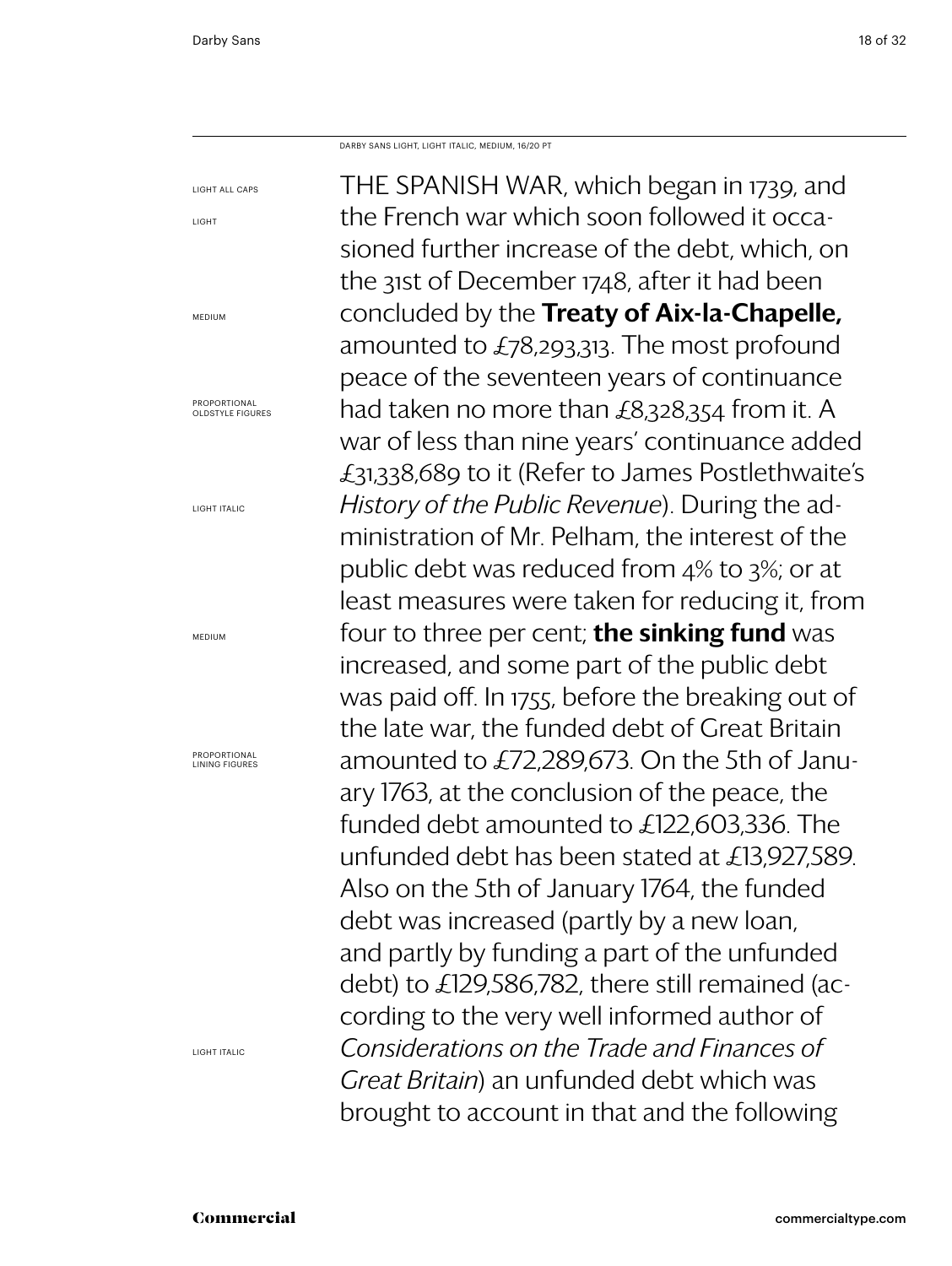DARBY SANS LIGHT, LIGHT ITALIC, MEDIUM, 16/20 PT

LIGHT ALL CAPS
LIGHT
MEDIUM
PROPORTIONAL OLDSTYLE FIGURES
LIGHT ITALIC
MEDIUM
PROPORTIONAL LINING FIGURES
LIGHT ITALIC

THE SPANISH WAR, which began in 1739, and the French war which soon followed it occasioned further increase of the debt, which, on the 31st of December 1748, after it had been concluded by the **Treaty of Aix-la-Chapelle,** amounted to £78,293,313. The most profound peace of the seventeen years of continuance had taken no more than £8,328,354 from it. A war of less than nine years' continuance added £31,338,689 to it (Refer to James Postlethwaite's *History of the Public Revenue*). During the administration of Mr. Pelham, the interest of the public debt was reduced from 4% to 3%; or at least measures were taken for reducing it, from four to three per cent; **the sinking fund** was increased, and some part of the public debt was paid off. In 1755, before the breaking out of the late war, the funded debt of Great Britain amounted to £72,289,673. On the 5th of January 1763, at the conclusion of the peace, the funded debt amounted to £122,603,336. The unfunded debt has been stated at £13,927,589. Also on the 5th of January 1764, the funded debt was increased (partly by a new loan, and partly by funding a part of the unfunded debt) to £129,586,782, there still remained (according to the very well informed author of *Considerations on the Trade and Finances of Great Britain*) an unfunded debt which was brought to account in that and the following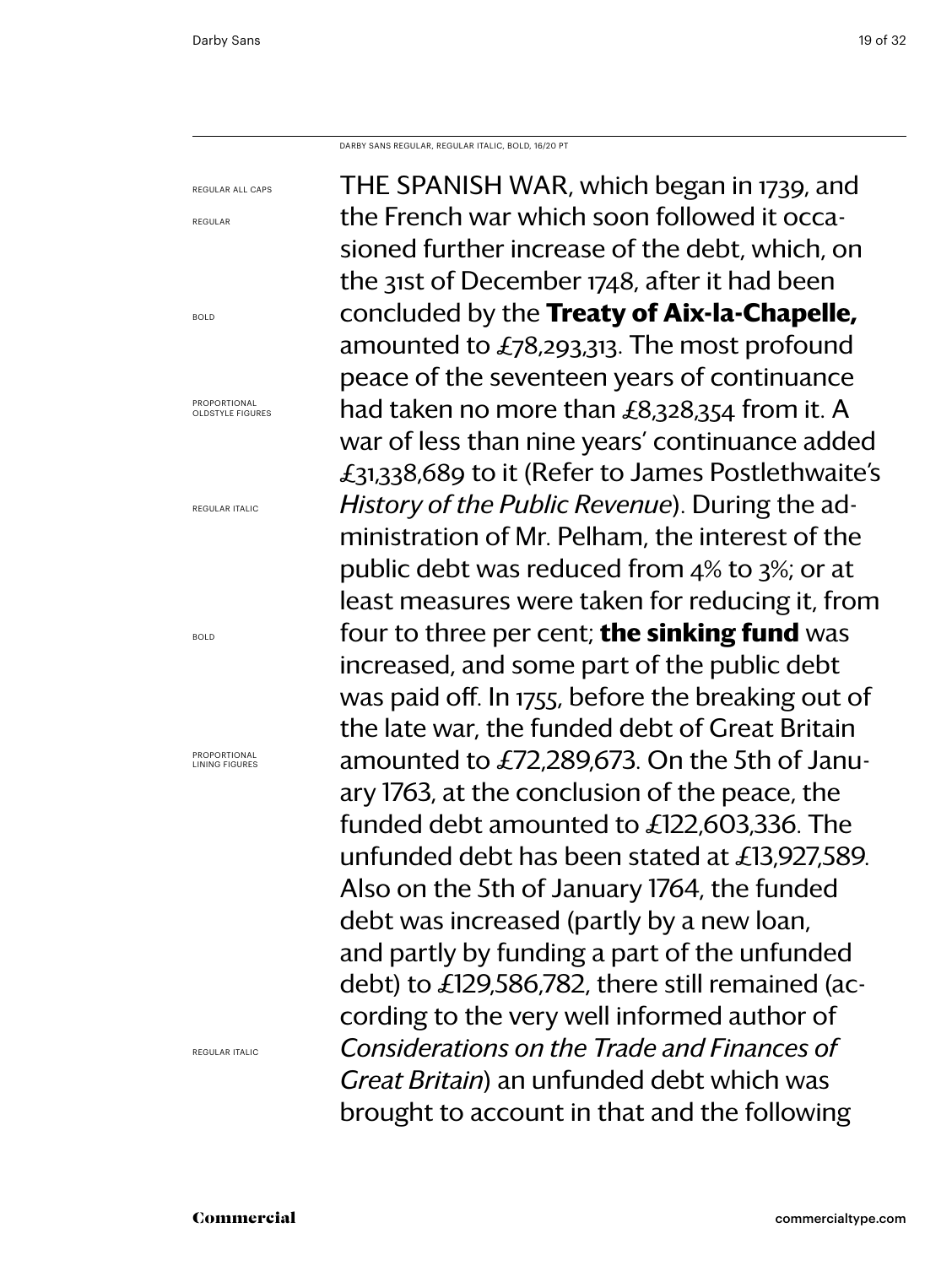DARBY SANS REGULAR, REGULAR ITALIC, BOLD, 16/20 PT

REGULAR ALL CAPS

REGULAR

BOLD

PROPORTIONAL OLDSTYLE FIGURES

REGULAR ITALIC

BOLD

PROPORTIONAL LINING FIGURES

REGULAR ITALIC

THE SPANISH WAR, which began in 1739, and the French war which soon followed it occasioned further increase of the debt, which, on the 31st of December 1748, after it had been concluded by the **Treaty of Aix-la-Chapelle,** amounted to £78,293,313. The most profound peace of the seventeen years of continuance had taken no more than £8,328,354 from it. A war of less than nine years' continuance added £31,338,689 to it (Refer to James Postlethwaite's *History of the Public Revenue*). During the administration of Mr. Pelham, the interest of the public debt was reduced from 4% to 3%; or at least measures were taken for reducing it, from four to three per cent; **the sinking fund** was increased, and some part of the public debt was paid off. In 1755, before the breaking out of the late war, the funded debt of Great Britain amounted to £72,289,673. On the 5th of January 1763, at the conclusion of the peace, the funded debt amounted to £122,603,336. The unfunded debt has been stated at £13,927,589. Also on the 5th of January 1764, the funded debt was increased (partly by a new loan, and partly by funding a part of the unfunded debt) to £129,586,782, there still remained (according to the very well informed author of *Considerations on the Trade and Finances of Great Britain*) an unfunded debt which was brought to account in that and the following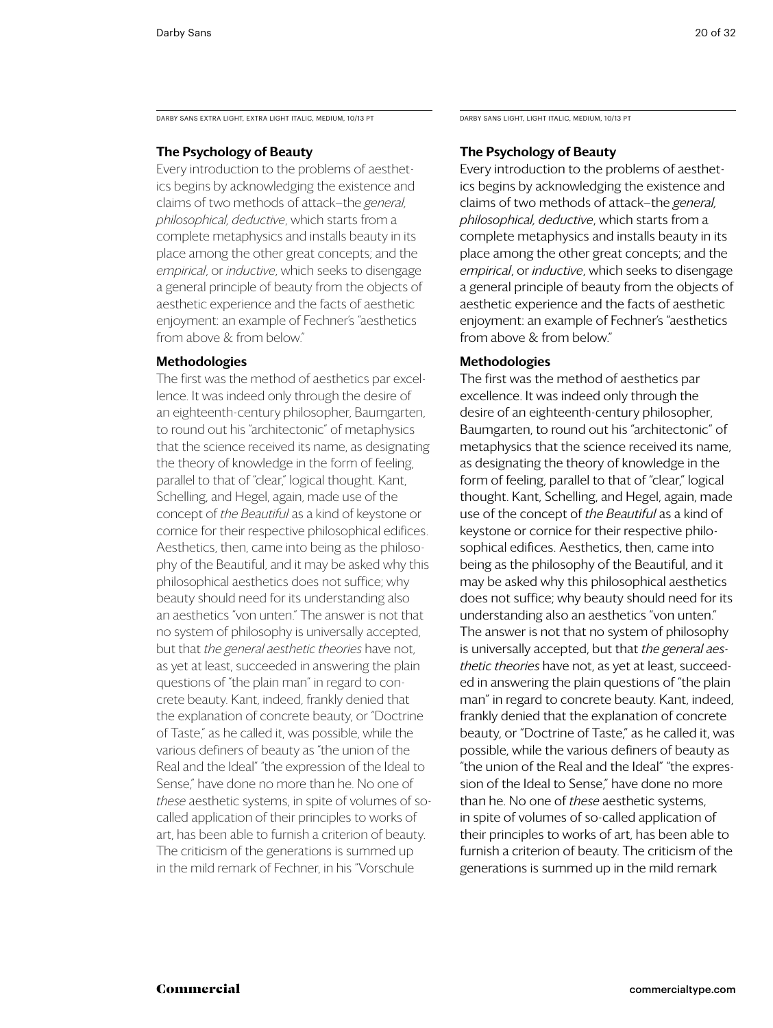DARBY SANS EXTRA LIGHT, EXTRA LIGHT ITALIC, MEDIUM, 10/13 PT

**The Psychology of Beauty**

Every introduction to the problems of aesthetics begins by acknowledging the existence and claims of two methods of attack—the *general, philosophical, deductive*, which starts from a complete metaphysics and installs beauty in its place among the other great concepts; and the *empirical*, or *inductive*, which seeks to disengage a general principle of beauty from the objects of aesthetic experience and the facts of aesthetic enjoyment: an example of Fechner's "aesthetics from above & from below."

**Methodologies**

The first was the method of aesthetics par excellence. It was indeed only through the desire of an eighteenth-century philosopher, Baumgarten, to round out his "architectonic" of metaphysics that the science received its name, as designating the theory of knowledge in the form of feeling, parallel to that of "clear," logical thought. Kant, Schelling, and Hegel, again, made use of the concept of *the Beautiful* as a kind of keystone or cornice for their respective philosophical edifices. Aesthetics, then, came into being as the philosophy of the Beautiful, and it may be asked why this philosophical aesthetics does not suffice; why beauty should need for its understanding also an aesthetics "von unten." The answer is not that no system of philosophy is universally accepted, but that *the general aesthetic theories* have not, as yet at least, succeeded in answering the plain questions of "the plain man" in regard to concrete beauty. Kant, indeed, frankly denied that the explanation of concrete beauty, or "Doctrine of Taste," as he called it, was possible, while the various definers of beauty as "the union of the Real and the Ideal" "the expression of the Ideal to Sense," have done no more than he. No one of *these* aesthetic systems, in spite of volumes of so-called application of their principles to works of art, has been able to furnish a criterion of beauty. The criticism of the generations is summed up in the mild remark of Fechner, in his "Vorschule

DARBY SANS LIGHT, LIGHT ITALIC, MEDIUM, 10/13 PT

**The Psychology of Beauty**

Every introduction to the problems of aesthetics begins by acknowledging the existence and claims of two methods of attack—the *general, philosophical, deductive*, which starts from a complete metaphysics and installs beauty in its place among the other great concepts; and the *empirical*, or *inductive*, which seeks to disengage a general principle of beauty from the objects of aesthetic experience and the facts of aesthetic enjoyment: an example of Fechner's "aesthetics from above & from below."

**Methodologies**

The first was the method of aesthetics par excellence. It was indeed only through the desire of an eighteenth-century philosopher, Baumgarten, to round out his "architectonic" of metaphysics that the science received its name, as designating the theory of knowledge in the form of feeling, parallel to that of "clear," logical thought. Kant, Schelling, and Hegel, again, made use of the concept of *the Beautiful* as a kind of keystone or cornice for their respective philosophical edifices. Aesthetics, then, came into being as the philosophy of the Beautiful, and it may be asked why this philosophical aesthetics does not suffice; why beauty should need for its understanding also an aesthetics "von unten." The answer is not that no system of philosophy is universally accepted, but that *the general aesthetic theories* have not, as yet at least, succeeded in answering the plain questions of "the plain man" in regard to concrete beauty. Kant, indeed, frankly denied that the explanation of concrete beauty, or "Doctrine of Taste," as he called it, was possible, while the various definers of beauty as "the union of the Real and the Ideal" "the expression of the Ideal to Sense," have done no more than he. No one of *these* aesthetic systems, in spite of volumes of so-called application of their principles to works of art, has been able to furnish a criterion of beauty. The criticism of the generations is summed up in the mild remark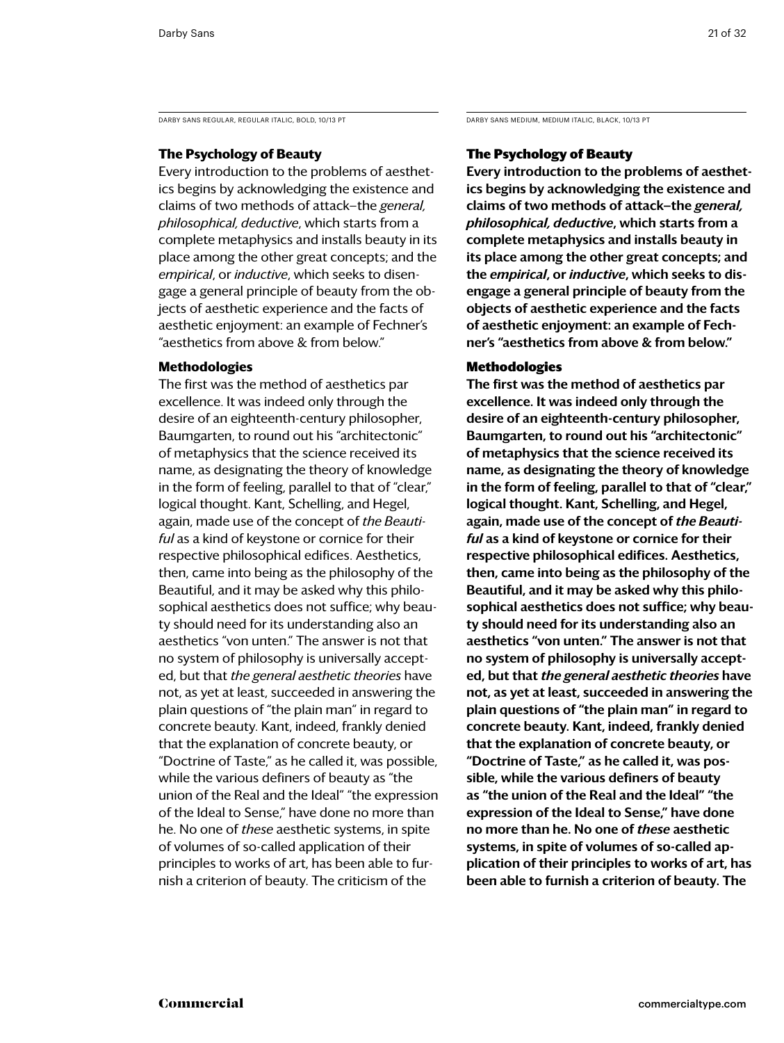DARBY SANS REGULAR, REGULAR ITALIC, BOLD, 10/13 PT

### The Psychology of Beauty

Every introduction to the problems of aesthetics begins by acknowledging the existence and claims of two methods of attack–the *general, philosophical, deductive*, which starts from a complete metaphysics and installs beauty in its place among the other great concepts; and the *empirical*, or *inductive*, which seeks to disengage a general principle of beauty from the objects of aesthetic experience and the facts of aesthetic enjoyment: an example of Fechner's "aesthetics from above & from below."

### Methodologies

The first was the method of aesthetics par excellence. It was indeed only through the desire of an eighteenth-century philosopher, Baumgarten, to round out his "architectonic" of metaphysics that the science received its name, as designating the theory of knowledge in the form of feeling, parallel to that of "clear," logical thought. Kant, Schelling, and Hegel, again, made use of the concept of *the Beautiful* as a kind of keystone or cornice for their respective philosophical edifices. Aesthetics, then, came into being as the philosophy of the Beautiful, and it may be asked why this philosophical aesthetics does not suffice; why beauty should need for its understanding also an aesthetics "von unten." The answer is not that no system of philosophy is universally accepted, but that *the general aesthetic theories* have not, as yet at least, succeeded in answering the plain questions of "the plain man" in regard to concrete beauty. Kant, indeed, frankly denied that the explanation of concrete beauty, or "Doctrine of Taste," as he called it, was possible, while the various definers of beauty as "the union of the Real and the Ideal" "the expression of the Ideal to Sense," have done no more than he. No one of *these* aesthetic systems, in spite of volumes of so-called application of their principles to works of art, has been able to furnish a criterion of beauty. The criticism of the

DARBY SANS MEDIUM, MEDIUM ITALIC, BLACK, 10/13 PT

### The Psychology of Beauty

**Every introduction to the problems of aesthetics begins by acknowledging the existence and claims of two methods of attack–the *general, philosophical, deductive*, which starts from a complete metaphysics and installs beauty in its place among the other great concepts; and the *empirical*, or *inductive*, which seeks to disengage a general principle of beauty from the objects of aesthetic experience and the facts of aesthetic enjoyment: an example of Fechner's "aesthetics from above & from below."**

### Methodologies

**The first was the method of aesthetics par excellence. It was indeed only through the desire of an eighteenth-century philosopher, Baumgarten, to round out his "architectonic" of metaphysics that the science received its name, as designating the theory of knowledge in the form of feeling, parallel to that of "clear," logical thought. Kant, Schelling, and Hegel, again, made use of the concept of *the Beautiful* as a kind of keystone or cornice for their respective philosophical edifices. Aesthetics, then, came into being as the philosophy of the Beautiful, and it may be asked why this philosophical aesthetics does not suffice; why beauty should need for its understanding also an aesthetics "von unten." The answer is not that no system of philosophy is universally accepted, but that *the general aesthetic theories* have not, as yet at least, succeeded in answering the plain questions of "the plain man" in regard to concrete beauty. Kant, indeed, frankly denied that the explanation of concrete beauty, or "Doctrine of Taste," as he called it, was possible, while the various definers of beauty as "the union of the Real and the Ideal" "the expression of the Ideal to Sense," have done no more than he. No one of *these* aesthetic systems, in spite of volumes of so-called application of their principles to works of art, has been able to furnish a criterion of beauty. The**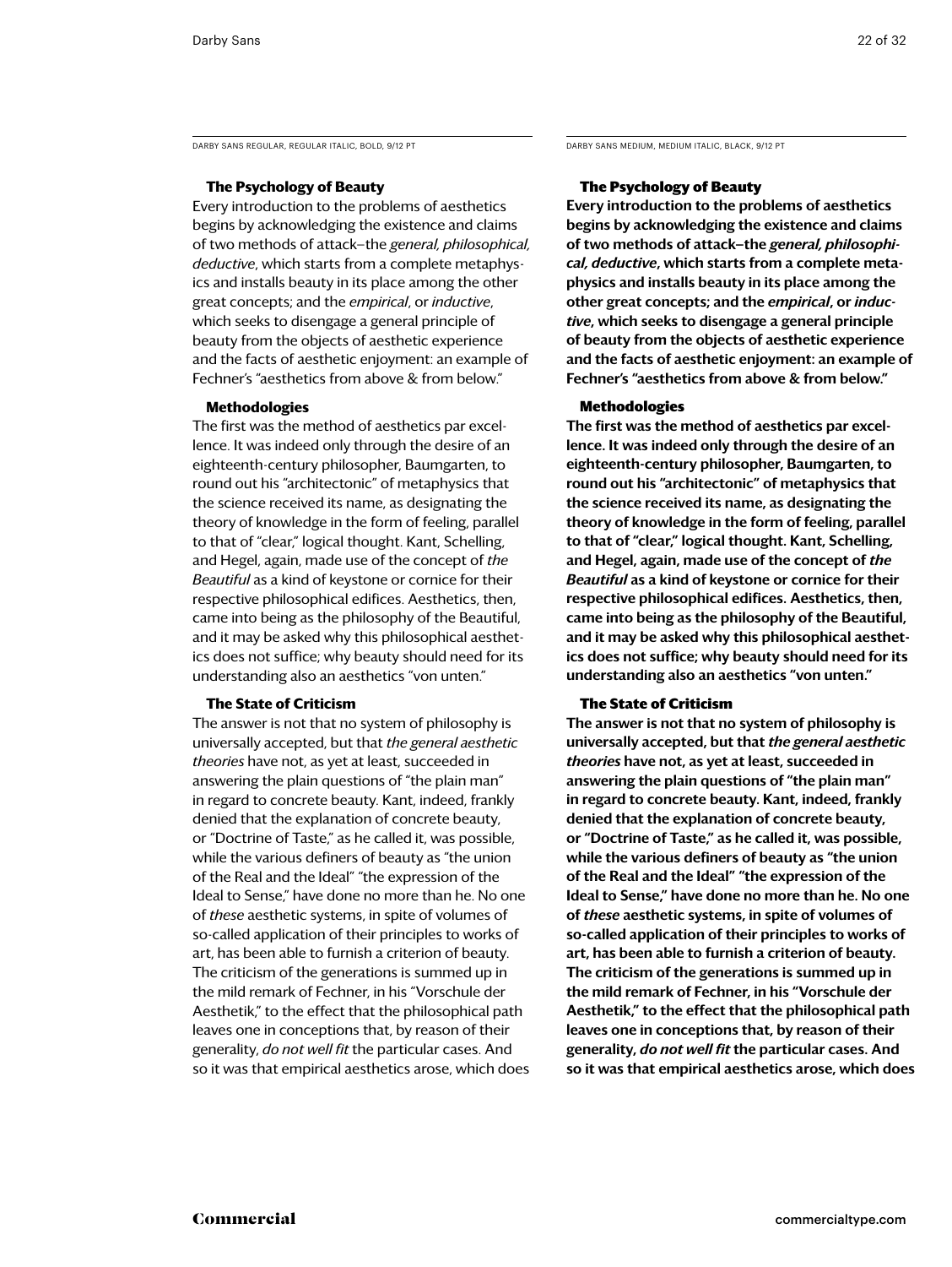DARBY SANS REGULAR, REGULAR ITALIC, BOLD, 9/12 PT

### The Psychology of Beauty

Every introduction to the problems of aesthetics begins by acknowledging the existence and claims of two methods of attack—the *general, philosophical, deductive*, which starts from a complete metaphysics and installs beauty in its place among the other great concepts; and the *empirical*, or *inductive*, which seeks to disengage a general principle of beauty from the objects of aesthetic experience and the facts of aesthetic enjoyment: an example of Fechner's "aesthetics from above & from below."

### Methodologies

The first was the method of aesthetics par excellence. It was indeed only through the desire of an eighteenth-century philosopher, Baumgarten, to round out his "architectonic" of metaphysics that the science received its name, as designating the theory of knowledge in the form of feeling, parallel to that of "clear," logical thought. Kant, Schelling, and Hegel, again, made use of the concept of *the Beautiful* as a kind of keystone or cornice for their respective philosophical edifices. Aesthetics, then, came into being as the philosophy of the Beautiful, and it may be asked why this philosophical aesthetics does not suffice; why beauty should need for its understanding also an aesthetics "von unten."

### The State of Criticism

The answer is not that no system of philosophy is universally accepted, but that *the general aesthetic theories* have not, as yet at least, succeeded in answering the plain questions of "the plain man" in regard to concrete beauty. Kant, indeed, frankly denied that the explanation of concrete beauty, or "Doctrine of Taste," as he called it, was possible, while the various definers of beauty as "the union of the Real and the Ideal" "the expression of the Ideal to Sense," have done no more than he. No one of *these* aesthetic systems, in spite of volumes of so-called application of their principles to works of art, has been able to furnish a criterion of beauty. The criticism of the generations is summed up in the mild remark of Fechner, in his "Vorschule der Aesthetik," to the effect that the philosophical path leaves one in conceptions that, by reason of their generality, *do not well fit* the particular cases. And so it was that empirical aesthetics arose, which does

DARBY SANS MEDIUM, MEDIUM ITALIC, BLACK, 9/12 PT

### The Psychology of Beauty

**Every introduction to the problems of aesthetics begins by acknowledging the existence and claims of two methods of attack—the *general, philosophical, deductive*, which starts from a complete metaphysics and installs beauty in its place among the other great concepts; and the *empirical*, or *inductive*, which seeks to disengage a general principle of beauty from the objects of aesthetic experience and the facts of aesthetic enjoyment: an example of Fechner's "aesthetics from above & from below."**

### Methodologies

**The first was the method of aesthetics par excellence. It was indeed only through the desire of an eighteenth-century philosopher, Baumgarten, to round out his "architectonic" of metaphysics that the science received its name, as designating the theory of knowledge in the form of feeling, parallel to that of "clear," logical thought. Kant, Schelling, and Hegel, again, made use of the concept of *the Beautiful* as a kind of keystone or cornice for their respective philosophical edifices. Aesthetics, then, came into being as the philosophy of the Beautiful, and it may be asked why this philosophical aesthetics does not suffice; why beauty should need for its understanding also an aesthetics "von unten."**

### The State of Criticism

**The answer is not that no system of philosophy is universally accepted, but that *the general aesthetic theories* have not, as yet at least, succeeded in answering the plain questions of "the plain man" in regard to concrete beauty. Kant, indeed, frankly denied that the explanation of concrete beauty, or "Doctrine of Taste," as he called it, was possible, while the various definers of beauty as "the union of the Real and the Ideal" "the expression of the Ideal to Sense," have done no more than he. No one of *these* aesthetic systems, in spite of volumes of so-called application of their principles to works of art, has been able to furnish a criterion of beauty. The criticism of the generations is summed up in the mild remark of Fechner, in his "Vorschule der Aesthetik," to the effect that the philosophical path leaves one in conceptions that, by reason of their generality, *do not well fit* the particular cases. And so it was that empirical aesthetics arose, which does**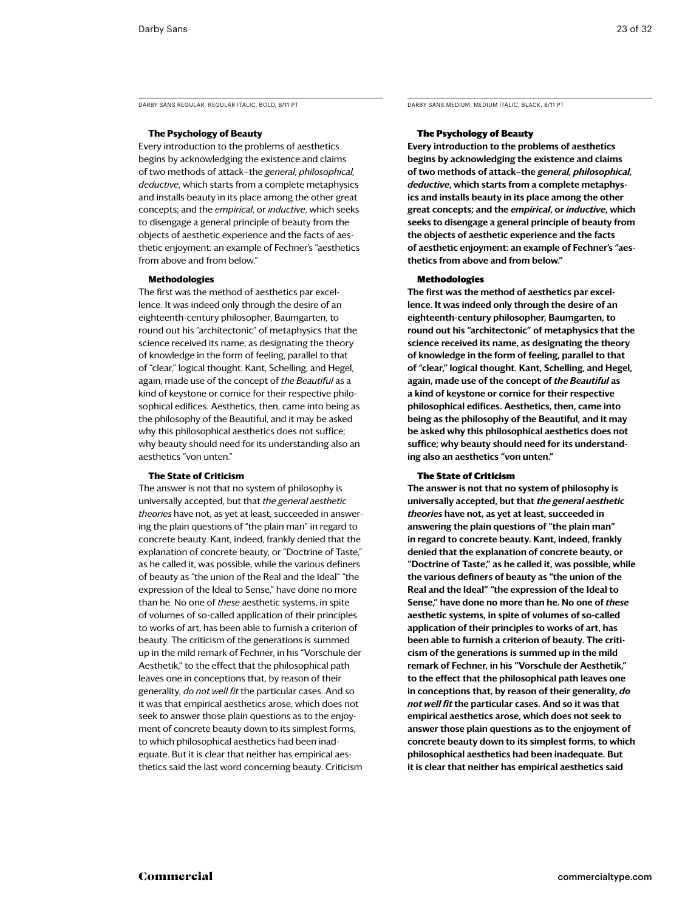DARBY SANS REGULAR, REGULAR ITALIC, BOLD, 8/11 PT

### The Psychology of Beauty

Every introduction to the problems of aesthetics begins by acknowledging the existence and claims of two methods of attack—the *general, philosophical, deductive*, which starts from a complete metaphysics and installs beauty in its place among the other great concepts; and the *empirical*, or *inductive*, which seeks to disengage a general principle of beauty from the objects of aesthetic experience and the facts of aesthetic enjoyment: an example of Fechner's "aesthetics from above and from below."

### Methodologies

The first was the method of aesthetics par excellence. It was indeed only through the desire of an eighteenth-century philosopher, Baumgarten, to round out his "architectonic" of metaphysics that the science received its name, as designating the theory of knowledge in the form of feeling, parallel to that of "clear," logical thought. Kant, Schelling, and Hegel, again, made use of the concept of *the Beautiful* as a kind of keystone or cornice for their respective philosophical edifices. Aesthetics, then, came into being as the philosophy of the Beautiful, and it may be asked why this philosophical aesthetics does not suffice; why beauty should need for its understanding also an aesthetics "von unten."

### The State of Criticism

The answer is not that no system of philosophy is universally accepted, but that *the general aesthetic theories* have not, as yet at least, succeeded in answering the plain questions of "the plain man" in regard to concrete beauty. Kant, indeed, frankly denied that the explanation of concrete beauty, or "Doctrine of Taste," as he called it, was possible, while the various definers of beauty as "the union of the Real and the Ideal" "the expression of the Ideal to Sense," have done no more than he. No one of *these* aesthetic systems, in spite of volumes of so-called application of their principles to works of art, has been able to furnish a criterion of beauty. The criticism of the generations is summed up in the mild remark of Fechner, in his "Vorschule der Aesthetik," to the effect that the philosophical path leaves one in conceptions that, by reason of their generality, *do not well fit* the particular cases. And so it was that empirical aesthetics arose, which does not seek to answer those plain questions as to the enjoyment of concrete beauty down to its simplest forms, to which philosophical aesthetics had been inadequate. But it is clear that neither has empirical aesthetics said the last word concerning beauty. Criticism

DARBY SANS MEDIUM, MEDIUM ITALIC, BLACK, 8/11 PT

### The Psychology of Beauty

**Every introduction to the problems of aesthetics begins by acknowledging the existence and claims of two methods of attack—the *general, philosophical, deductive*, which starts from a complete metaphysics and installs beauty in its place among the other great concepts; and the *empirical*, or *inductive*, which seeks to disengage a general principle of beauty from the objects of aesthetic experience and the facts of aesthetic enjoyment: an example of Fechner's "aesthetics from above and from below."**

### Methodologies

**The first was the method of aesthetics par excellence. It was indeed only through the desire of an eighteenth-century philosopher, Baumgarten, to round out his "architectonic" of metaphysics that the science received its name, as designating the theory of knowledge in the form of feeling, parallel to that of "clear," logical thought. Kant, Schelling, and Hegel, again, made use of the concept of *the Beautiful* as a kind of keystone or cornice for their respective philosophical edifices. Aesthetics, then, came into being as the philosophy of the Beautiful, and it may be asked why this philosophical aesthetics does not suffice; why beauty should need for its understanding also an aesthetics "von unten."**

### The State of Criticism

**The answer is not that no system of philosophy is universally accepted, but that *the general aesthetic theories* have not, as yet at least, succeeded in answering the plain questions of "the plain man" in regard to concrete beauty. Kant, indeed, frankly denied that the explanation of concrete beauty, or "Doctrine of Taste," as he called it, was possible, while the various definers of beauty as "the union of the Real and the Ideal" "the expression of the Ideal to Sense," have done no more than he. No one of *these* aesthetic systems, in spite of volumes of so-called application of their principles to works of art, has been able to furnish a criterion of beauty. The criticism of the generations is summed up in the mild remark of Fechner, in his "Vorschule der Aesthetik," to the effect that the philosophical path leaves one in conceptions that, by reason of their generality, *do not well fit* the particular cases. And so it was that empirical aesthetics arose, which does not seek to answer those plain questions as to the enjoyment of concrete beauty down to its simplest forms, to which philosophical aesthetics had been inadequate. But it is clear that neither has empirical aesthetics said**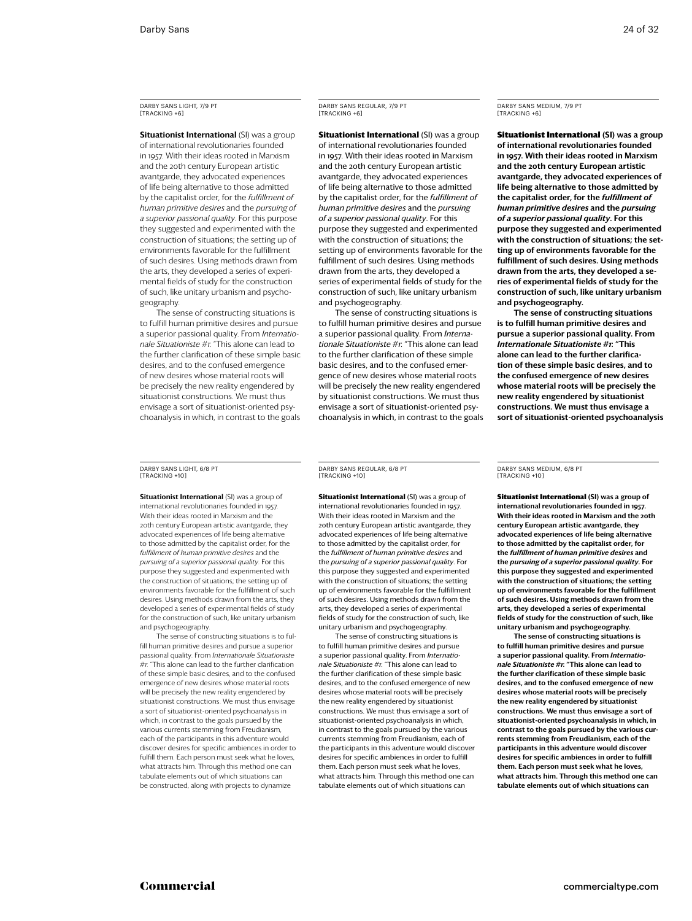DARBY SANS LIGHT, 7/9 PT
[TRACKING +6]

**Situationist International** (SI) was a group of international revolutionaries founded in 1957. With their ideas rooted in Marxism and the 20th century European artistic avantgarde, they advocated experiences of life being alternative to those admitted by the capitalist order, for the *fulfillment of human primitive desires* and the *pursuing of a superior passional quality*. For this purpose they suggested and experimented with the construction of situations; the setting up of environments favorable for the fulfillment of such desires. Using methods drawn from the arts, they developed a series of experimental fields of study for the construction of such, like unitary urbanism and psychogeography.

The sense of constructing situations is to fulfill human primitive desires and pursue a superior passional quality. From *Internationale Situationiste #1*: "This alone can lead to the further clarification of these simple basic desires, and to the confused emergence of new desires whose material roots will be precisely the new reality engendered by situationist constructions. We must thus envisage a sort of situationist-oriented psychoanalysis in which, in contrast to the goals

DARBY SANS REGULAR, 7/9 PT
[TRACKING +6]

**Situationist International** (SI) was a group of international revolutionaries founded in 1957. With their ideas rooted in Marxism and the 20th century European artistic avantgarde, they advocated experiences of life being alternative to those admitted by the capitalist order, for the *fulfillment of human primitive desires* and the *pursuing of a superior passional quality*. For this purpose they suggested and experimented with the construction of situations; the setting up of environments favorable for the fulfillment of such desires. Using methods drawn from the arts, they developed a series of experimental fields of study for the construction of such, like unitary urbanism and psychogeography.

The sense of constructing situations is to fulfill human primitive desires and pursue a superior passional quality. From *Internationale Situationiste #1*: "This alone can lead to the further clarification of these simple basic desires, and to the confused emergence of new desires whose material roots will be precisely the new reality engendered by situationist constructions. We must thus envisage a sort of situationist-oriented psychoanalysis in which, in contrast to the goals

DARBY SANS MEDIUM, 7/9 PT
[TRACKING +6]

**Situationist International (SI) was a group of international revolutionaries founded in 1957. With their ideas rooted in Marxism and the 20th century European artistic avantgarde, they advocated experiences of life being alternative to those admitted by the capitalist order, for the *fulfillment of human primitive desires* and the *pursuing of a superior passional quality*. For this purpose they suggested and experimented with the construction of situations; the setting up of environments favorable for the fulfillment of such desires. Using methods drawn from the arts, they developed a series of experimental fields of study for the construction of such, like unitary urbanism and psychogeography.**

**The sense of constructing situations is to fulfill human primitive desires and pursue a superior passional quality. From *Internationale Situationiste #1*: "This alone can lead to the further clarification of these simple basic desires, and to the confused emergence of new desires whose material roots will be precisely the new reality engendered by situationist constructions. We must thus envisage a sort of situationist-oriented psychoanalysis**

DARBY SANS LIGHT, 6/8 PT
[TRACKING +10]

**Situationist International** (SI) was a group of international revolutionaries founded in 1957. With their ideas rooted in Marxism and the 20th century European artistic avantgarde, they advocated experiences of life being alternative to those admitted by the capitalist order, for the *fulfillment of human primitive desires* and the *pursuing of a superior passional quality*. For this purpose they suggested and experimented with the construction of situations; the setting up of environments favorable for the fulfillment of such desires. Using methods drawn from the arts, they developed a series of experimental fields of study for the construction of such, like unitary urbanism and psychogeography.

The sense of constructing situations is to fulfill human primitive desires and pursue a superior passional quality. From *Internationale Situationiste #1*: "This alone can lead to the further clarification of these simple basic desires, and to the confused emergence of new desires whose material roots will be precisely the new reality engendered by situationist constructions. We must thus envisage a sort of situationist-oriented psychoanalysis in which, in contrast to the goals pursued by the various currents stemming from Freudianism, each of the participants in this adventure would discover desires for specific ambiences in order to fulfill them. Each person must seek what he loves, what attracts him. Through this method one can tabulate elements out of which situations can be constructed, along with projects to dynamize

DARBY SANS REGULAR, 6/8 PT
[TRACKING +10]

**Situationist International** (SI) was a group of international revolutionaries founded in 1957. With their ideas rooted in Marxism and the 20th century European artistic avantgarde, they advocated experiences of life being alternative to those admitted by the capitalist order, for the *fulfillment of human primitive desires* and the *pursuing of a superior passional quality*. For this purpose they suggested and experimented with the construction of situations; the setting up of environments favorable for the fulfillment of such desires. Using methods drawn from the arts, they developed a series of experimental fields of study for the construction of such, like unitary urbanism and psychogeography.

The sense of constructing situations is to fulfill human primitive desires and pursue a superior passional quality. From *Internationale Situationiste #1*: "This alone can lead to the further clarification of these simple basic desires, and to the confused emergence of new desires whose material roots will be precisely the new reality engendered by situationist constructions. We must thus envisage a sort of situationist-oriented psychoanalysis in which, in contrast to the goals pursued by the various currents stemming from Freudianism, each of the participants in this adventure would discover desires for specific ambiences in order to fulfill them. Each person must seek what he loves, what attracts him. Through this method one can tabulate elements out of which situations can

DARBY SANS MEDIUM, 6/8 PT
[TRACKING +10]

**Situationist International (SI) was a group of international revolutionaries founded in 1957. With their ideas rooted in Marxism and the 20th century European artistic avantgarde, they advocated experiences of life being alternative to those admitted by the capitalist order, for the *fulfillment of human primitive desires* and the *pursuing of a superior passional quality*. For this purpose they suggested and experimented with the construction of situations; the setting up of environments favorable for the fulfillment of such desires. Using methods drawn from the arts, they developed a series of experimental fields of study for the construction of such, like unitary urbanism and psychogeography.**

**The sense of constructing situations is to fulfill human primitive desires and pursue a superior passional quality. From *Internationale Situationiste #1*: "This alone can lead to the further clarification of these simple basic desires, and to the confused emergence of new desires whose material roots will be precisely the new reality engendered by situationist constructions. We must thus envisage a sort of situationist-oriented psychoanalysis in which, in contrast to the goals pursued by the various currents stemming from Freudianism, each of the participants in this adventure would discover desires for specific ambiences in order to fulfill them. Each person must seek what he loves, what attracts him. Through this method one can tabulate elements out of which situations can**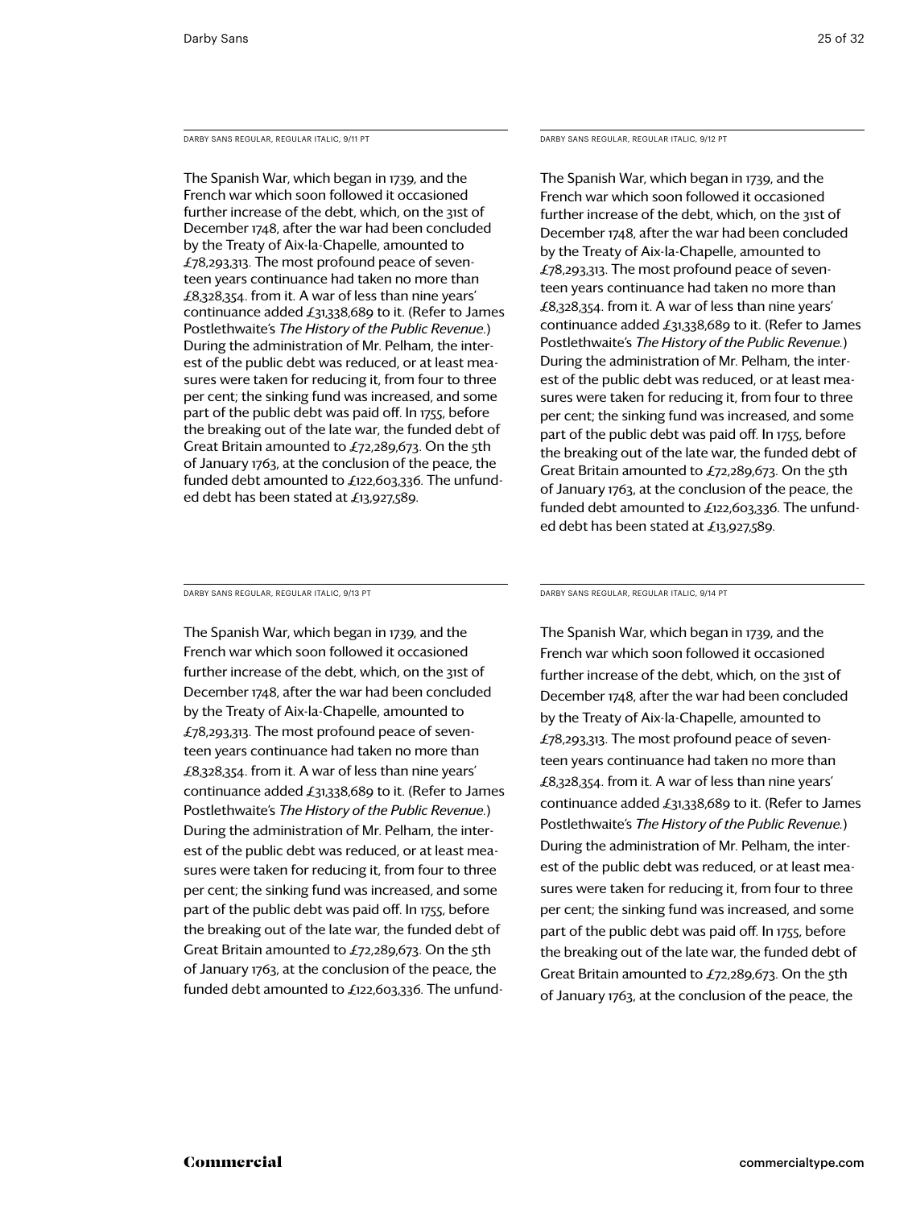DARBY SANS REGULAR, REGULAR ITALIC, 9/11 PT

The Spanish War, which began in 1739, and the French war which soon followed it occasioned further increase of the debt, which, on the 31st of December 1748, after the war had been concluded by the Treaty of Aix-la-Chapelle, amounted to £78,293,313. The most profound peace of seventeen years continuance had taken no more than £8,328,354. from it. A war of less than nine years' continuance added £31,338,689 to it. (Refer to James Postlethwaite's *The History of the Public Revenue.*) During the administration of Mr. Pelham, the interest of the public debt was reduced, or at least measures were taken for reducing it, from four to three per cent; the sinking fund was increased, and some part of the public debt was paid off. In 1755, before the breaking out of the late war, the funded debt of Great Britain amounted to £72,289,673. On the 5th of January 1763, at the conclusion of the peace, the funded debt amounted to £122,603,336. The unfunded debt has been stated at £13,927,589.

DARBY SANS REGULAR, REGULAR ITALIC, 9/12 PT

The Spanish War, which began in 1739, and the French war which soon followed it occasioned further increase of the debt, which, on the 31st of December 1748, after the war had been concluded by the Treaty of Aix-la-Chapelle, amounted to £78,293,313. The most profound peace of seventeen years continuance had taken no more than £8,328,354. from it. A war of less than nine years' continuance added £31,338,689 to it. (Refer to James Postlethwaite's *The History of the Public Revenue.*) During the administration of Mr. Pelham, the interest of the public debt was reduced, or at least measures were taken for reducing it, from four to three per cent; the sinking fund was increased, and some part of the public debt was paid off. In 1755, before the breaking out of the late war, the funded debt of Great Britain amounted to £72,289,673. On the 5th of January 1763, at the conclusion of the peace, the funded debt amounted to £122,603,336. The unfunded debt has been stated at £13,927,589.

DARBY SANS REGULAR, REGULAR ITALIC, 9/13 PT

The Spanish War, which began in 1739, and the French war which soon followed it occasioned further increase of the debt, which, on the 31st of December 1748, after the war had been concluded by the Treaty of Aix-la-Chapelle, amounted to £78,293,313. The most profound peace of seventeen years continuance had taken no more than £8,328,354. from it. A war of less than nine years' continuance added £31,338,689 to it. (Refer to James Postlethwaite's *The History of the Public Revenue.*) During the administration of Mr. Pelham, the interest of the public debt was reduced, or at least measures were taken for reducing it, from four to three per cent; the sinking fund was increased, and some part of the public debt was paid off. In 1755, before the breaking out of the late war, the funded debt of Great Britain amounted to £72,289,673. On the 5th of January 1763, at the conclusion of the peace, the funded debt amounted to £122,603,336. The unfund-

DARBY SANS REGULAR, REGULAR ITALIC, 9/14 PT

The Spanish War, which began in 1739, and the French war which soon followed it occasioned further increase of the debt, which, on the 31st of December 1748, after the war had been concluded by the Treaty of Aix-la-Chapelle, amounted to £78,293,313. The most profound peace of seventeen years continuance had taken no more than £8,328,354. from it. A war of less than nine years' continuance added £31,338,689 to it. (Refer to James Postlethwaite's *The History of the Public Revenue.*) During the administration of Mr. Pelham, the interest of the public debt was reduced, or at least measures were taken for reducing it, from four to three per cent; the sinking fund was increased, and some part of the public debt was paid off. In 1755, before the breaking out of the late war, the funded debt of Great Britain amounted to £72,289,673. On the 5th of January 1763, at the conclusion of the peace, the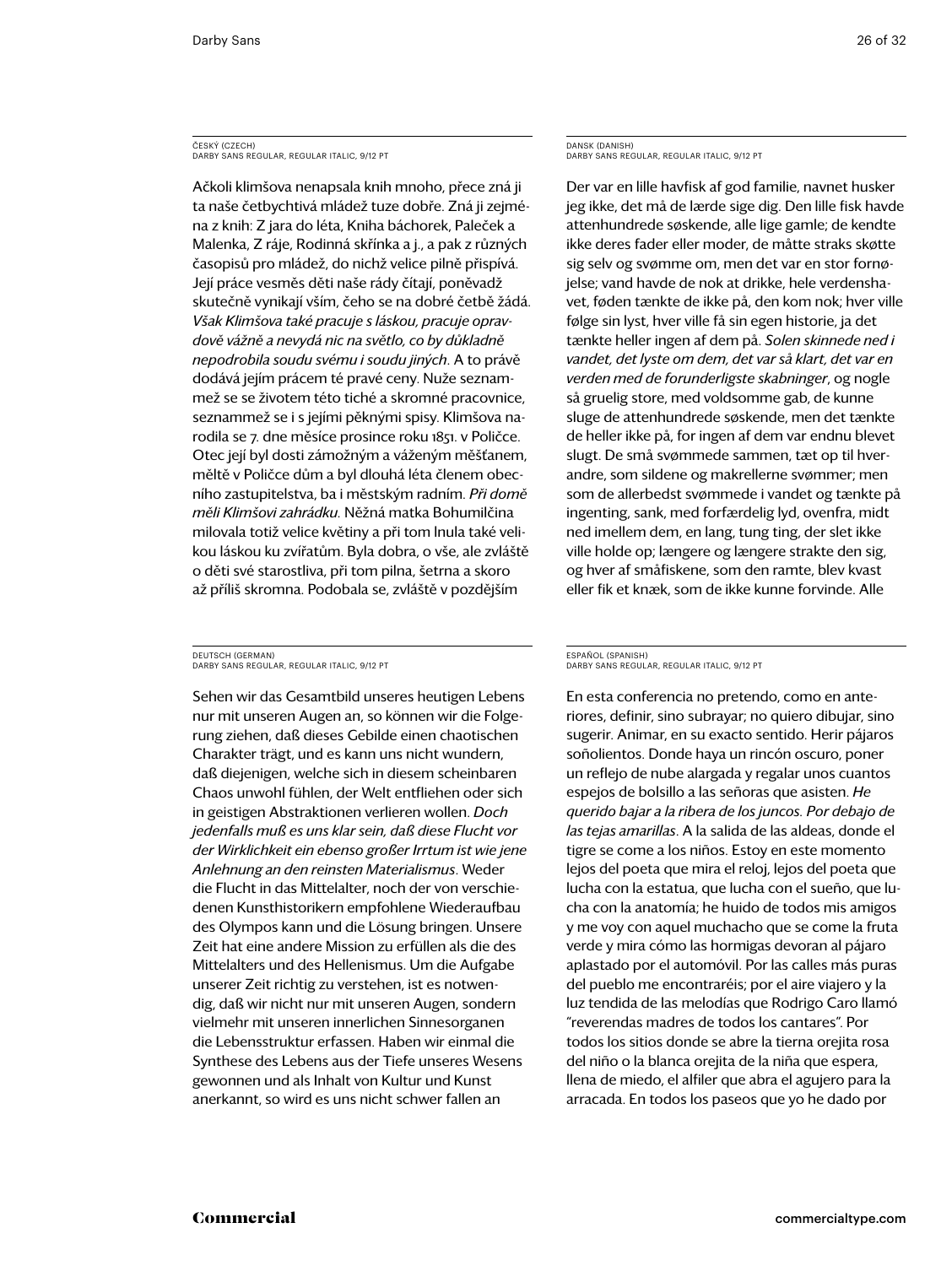ČESKÝ (CZECH)
DARBY SANS REGULAR, REGULAR ITALIC, 9/12 PT

Ačkoli klimšova nenapsala knih mnoho, přece zná ji ta naše četbychtivá mládež tuze dobře. Zná ji zejména z knih: Z jara do léta, Kniha báchorek, Paleček a Malenka, Z ráje, Rodinná skřínka a j., a pak z různých časopisů pro mládež, do nichž velice pilně přispívá. Její práce vesměs děti naše rády čítají, poněvadž skutečně vynikají vším, čeho se na dobré četbě žádá. *Však Klimšova také pracuje s láskou, pracuje opravdově vážně a nevydá nic na světlo, co by důkladně nepodrobila soudu svému i soudu jiných*. A to právě dodává jejím prácem té pravé ceny. Nuže seznammež se se životem této tiché a skromné pracovnice, seznammež se i s jejími pěknými spisy. Klimšova narodila se 7. dne měsíce prosince roku 1851. v Poličce. Otec její byl dosti zámožným a váženým měšťanem, měltě v Poličce dům a byl dlouhá léta členem obecního zastupitelstva, ba i městským radním. *Při domě měli Klimšovi zahrádku*. Něžná matka Bohumilčina milovala totiž velice květiny a při tom lnula také velikou láskou ku zvířatům. Byla dobra, o vše, ale zvláště o děti své starostliva, při tom pilna, šetrna a skoro až příliš skromna. Podobala se, zvláště v pozdějším

DANSK (DANISH)
DARBY SANS REGULAR, REGULAR ITALIC, 9/12 PT

Der var en lille havfisk af god familie, navnet husker jeg ikke, det må de lærde sige dig. Den lille fisk havde attenhundrede søskende, alle lige gamle; de kendte ikke deres fader eller moder, de måtte straks skøtte sig selv og svømme om, men det var en stor fornøjelse; vand havde de nok at drikke, hele verdenshavet, føden tænkte de ikke på, den kom nok; hver ville følge sin lyst, hver ville få sin egen historie, ja det tænkte heller ingen af dem på. *Solen skinnede ned i vandet, det lyste om dem, det var så klart, det var en verden med de forunderligste skabninger*, og nogle så gruelig store, med voldsomme gab, de kunne sluge de attenhundrede søskende, men det tænkte de heller ikke på, for ingen af dem var endnu blevet slugt. De små svømmede sammen, tæt op til hverandre, som sildene og makrellerne svømmer; men som de allerbedst svømmede i vandet og tænkte på ingenting, sank, med forfærdelig lyd, ovenfra, midt ned imellem dem, en lang, tung ting, der slet ikke ville holde op; længere og længere strakte den sig, og hver af småfiskene, som den ramte, blev kvast eller fik et knæk, som de ikke kunne forvinde. Alle

DEUTSCH (GERMAN)
DARBY SANS REGULAR, REGULAR ITALIC, 9/12 PT

Sehen wir das Gesamtbild unseres heutigen Lebens nur mit unseren Augen an, so können wir die Folgerung ziehen, daß dieses Gebilde einen chaotischen Charakter trägt, und es kann uns nicht wundern, daß diejenigen, welche sich in diesem scheinbaren Chaos unwohl fühlen, der Welt entfliehen oder sich in geistigen Abstraktionen verlieren wollen. *Doch jedenfalls muß es uns klar sein, daß diese Flucht vor der Wirklichkeit ein ebenso großer Irrtum ist wie jene Anlehnung an den reinsten Materialismus*. Weder die Flucht in das Mittelalter, noch der von verschiedenen Kunsthistorikern empfohlene Wiederaufbau des Olympos kann und die Lösung bringen. Unsere Zeit hat eine andere Mission zu erfüllen als die des Mittelalters und des Hellenismus. Um die Aufgabe unserer Zeit richtig zu verstehen, ist es notwendig, daß wir nicht nur mit unseren Augen, sondern vielmehr mit unseren innerlichen Sinnesorganen die Lebensstruktur erfassen. Haben wir einmal die Synthese des Lebens aus der Tiefe unseres Wesens gewonnen und als Inhalt von Kultur und Kunst anerkannt, so wird es uns nicht schwer fallen an

ESPAÑOL (SPANISH)
DARBY SANS REGULAR, REGULAR ITALIC, 9/12 PT

En esta conferencia no pretendo, como en anteriores, definir, sino subrayar; no quiero dibujar, sino sugerir. Animar, en su exacto sentido. Herir pájaros soñolientos. Donde haya un rincón oscuro, poner un reflejo de nube alargada y regalar unos cuantos espejos de bolsillo a las señoras que asisten. *He querido bajar a la ribera de los juncos. Por debajo de las tejas amarillas*. A la salida de las aldeas, donde el tigre se come a los niños. Estoy en este momento lejos del poeta que mira el reloj, lejos del poeta que lucha con la estatua, que lucha con el sueño, que lucha con la anatomía; he huido de todos mis amigos y me voy con aquel muchacho que se come la fruta verde y mira cómo las hormigas devoran al pájaro aplastado por el automóvil. Por las calles más puras del pueblo me encontraréis; por el aire viajero y la luz tendida de las melodías que Rodrigo Caro llamó "reverendas madres de todos los cantares". Por todos los sitios donde se abre la tierra orejita rosa del niño o la blanca orejita de la niña que espera, llena de miedo, el alfiler que abra el agujero para la arracada. En todos los paseos que yo he dado por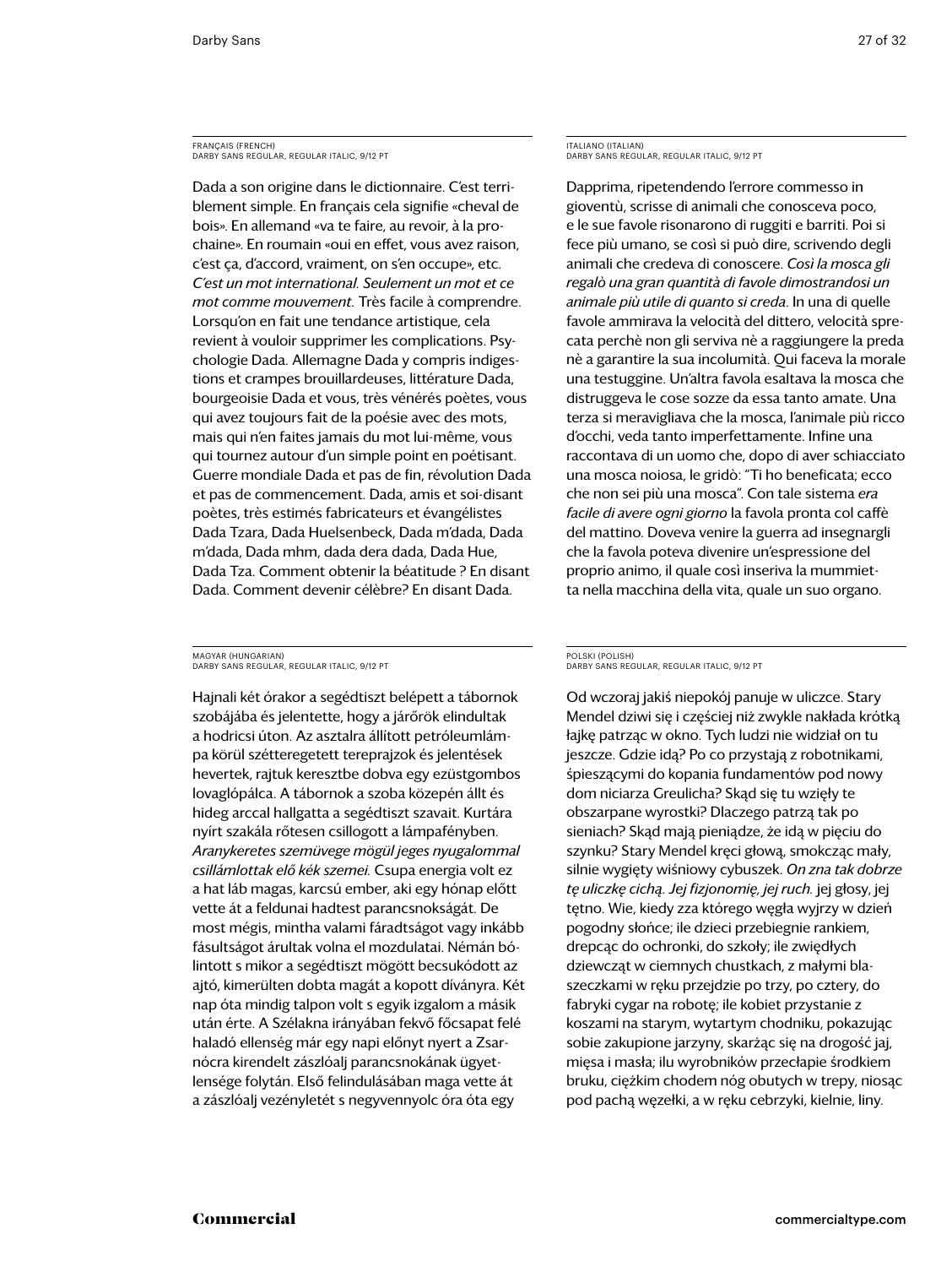FRANÇAIS (FRENCH)
DARBY SANS REGULAR, REGULAR ITALIC, 9/12 PT

Dada a son origine dans le dictionnaire. C'est terriblement simple. En français cela signifie «cheval de bois». En allemand «va te faire, au revoir, à la prochaine». En roumain «oui en effet, vous avez raison, c'est ça, d'accord, vraiment, on s'en occupe», etc. *C'est un mot international. Seulement un mot et ce mot comme mouvement*. Très facile à comprendre. Lorsqu'on en fait une tendance artistique, cela revient à vouloir supprimer les complications. Psychologie Dada. Allemagne Dada y compris indigestions et crampes brouillardeuses, littérature Dada, bourgeoisie Dada et vous, très vénérés poètes, vous qui avez toujours fait de la poésie avec des mots, mais qui n'en faites jamais du mot lui-même, vous qui tournez autour d'un simple point en poétisant. Guerre mondiale Dada et pas de fin, révolution Dada et pas de commencement. Dada, amis et soi-disant poètes, très estimés fabricateurs et évangélistes Dada Tzara, Dada Huelsenbeck, Dada m'dada, Dada m'dada, Dada mhm, dada dera dada, Dada Hue, Dada Tza. Comment obtenir la béatitude ? En disant Dada. Comment devenir célèbre? En disant Dada.

ITALIANO (ITALIAN)
DARBY SANS REGULAR, REGULAR ITALIC, 9/12 PT

Dapprima, ripetendendo l'errore commesso in gioventù, scrisse di animali che conosceva poco, e le sue favole risonarono di ruggiti e barriti. Poi si fece più umano, se così si può dire, scrivendo degli animali che credeva di conoscere. *Così la mosca gli regalò una gran quantità di favole dimostrandosi un animale più utile di quanto si creda*. In una di quelle favole ammirava la velocità del dittero, velocità sprecata perchè non gli serviva nè a raggiungere la preda nè a garantire la sua incolumità. Qui faceva la morale una testuggine. Un'altra favola esaltava la mosca che distruggeva le cose sozze da essa tanto amate. Una terza si meravigliava che la mosca, l'animale più ricco d'occhi, veda tanto imperfettamente. Infine una raccontava di un uomo che, dopo di aver schiacciato una mosca noiosa, le gridò: "Ti ho beneficata; ecco che non sei più una mosca". Con tale sistema *era facile di avere ogni giorno* la favola pronta col caffè del mattino. Doveva venire la guerra ad insegnargli che la favola poteva divenire un'espressione del proprio animo, il quale così inseriva la mummietta nella macchina della vita, quale un suo organo.

MAGYAR (HUNGARIAN)
DARBY SANS REGULAR, REGULAR ITALIC, 9/12 PT

Hajnali két órakor a segédtiszt belépett a tábornok szobájába és jelentette, hogy a járőrök elindultak a hodricsi úton. Az asztalra állított petróleumlámpa körül szétteregetett tereprajzok és jelentések hevertek, rajtuk keresztbe dobva egy ezüstgombos lovaglópálca. A tábornok a szoba közepén állt és hideg arccal hallgatta a segédtiszt szavait. Kurtára nyírt szakála rőtesen csillogott a lámpafényben. *Aranykeretes szemüvege mögül jeges nyugalommal csillámlottak elő kék szemei.* Csupa energia volt ez a hat láb magas, karcsú ember, aki egy hónap előtt vette át a feldunai hadtest parancsnokságát. De most mégis, mintha valami fáradtságot vagy inkább fásultságot árultak volna el mozdulatai. Némán bólintott s mikor a segédtiszt mögött becsukódott az ajtó, kimerülten dobta magát a kopott díványra. Két nap óta mindig talpon volt s egyik izgalom a másik után érte. A Szélakna irányában fekvő főcsapat felé haladó ellenség már egy napi előnyt nyert a Zsarnócra kirendelt zászlóalj parancsnokának ügyetlensége folytán. Első felindulásában maga vette át a zászlóalj vezényletét s negyvennyolc óra óta egy

POLSKI (POLISH)
DARBY SANS REGULAR, REGULAR ITALIC, 9/12 PT

Od wczoraj jakiś niepokój panuje w uliczce. Stary Mendel dziwi się i częściej niż zwykle nakłada krótką łajkę patrząc w okno. Tych ludzi nie widział on tu jeszcze. Gdzie idą? Po co przystają z robotnikami, śpieszącymi do kopania fundamentów pod nowy dom niciarza Greulicha? Skąd się tu wzięły te obszarpane wyrostki? Dlaczego patrzą tak po sieniach? Skąd mają pieniądze, że idą w pięciu do szynku? Stary Mendel kręci głową, smokcząc mały, silnie wygięty wiśniowy cybuszek. *On zna tak dobrze tę uliczkę cichą. Jej fizjonomię, jej ruch.* jej głosy, jej tętno. Wie, kiedy zza którego węgła wyjrzy w dzień pogodny słońce; ile dzieci przebiegnie rankiem, drepcąc do ochronki, do szkoły; ile zwiędłych dziewcząt w ciemnych chustkach, z małymi blaszeczkami w ręku przejdzie po trzy, po cztery, do fabryki cygar na robotę; ile kobiet przystanie z koszami na starym, wytartym chodniku, pokazując sobie zakupione jarzyny, skarżąc się na drogość jaj, mięsa i masła; ilu wyrobników przecłapie środkiem bruku, ciężkim chodem nóg obutych w trepy, niosąc pod pachą węzełki, a w ręku cebrzyki, kielnie, liny.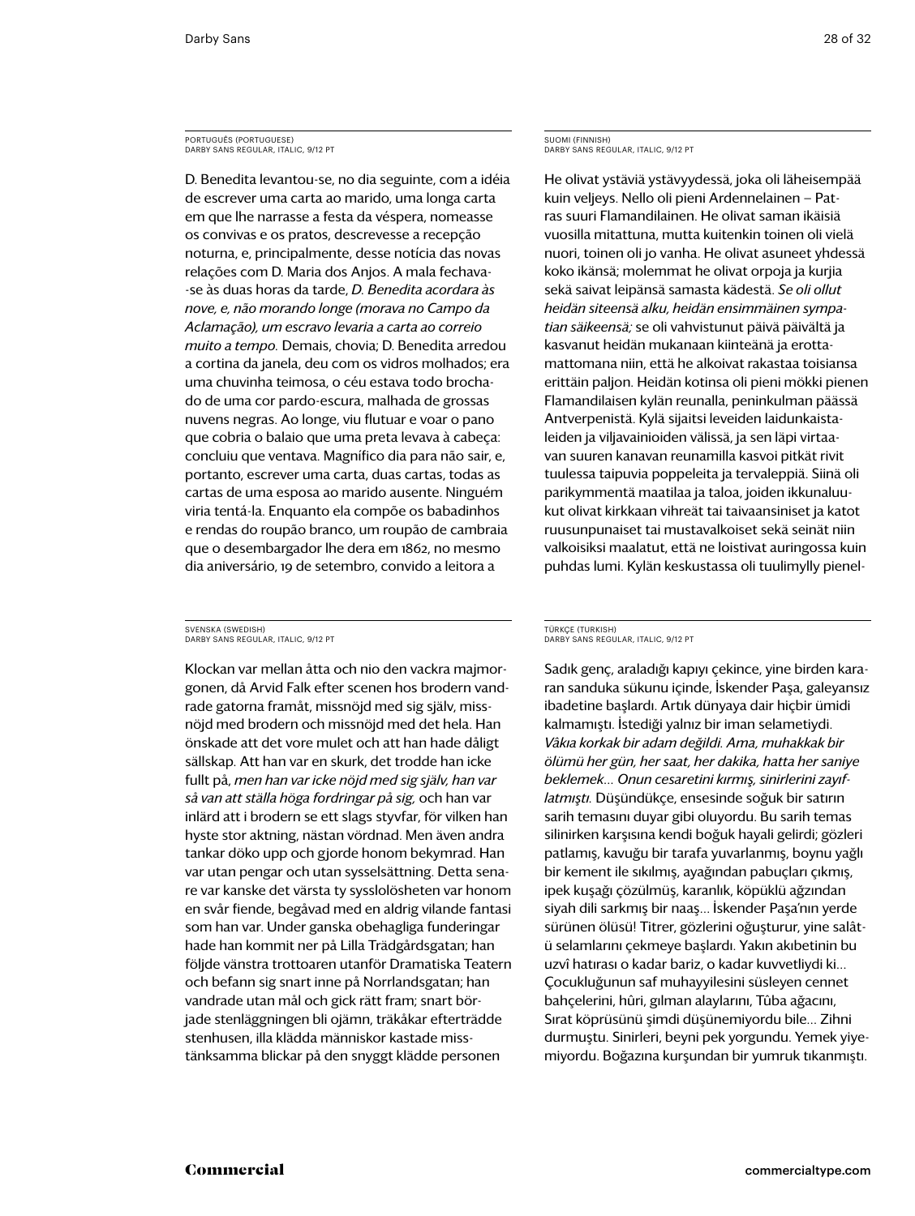PORTUGUÊS (PORTUGUESE)
DARBY SANS REGULAR, ITALIC, 9/12 PT

D. Benedita levantou-se, no dia seguinte, com a idéia de escrever uma carta ao marido, uma longa carta em que lhe narrasse a festa da véspera, nomeasse os convivas e os pratos, descrevesse a recepção noturna, e, principalmente, desse notícia das novas relações com D. Maria dos Anjos. A mala fechava-se às duas horas da tarde, *D. Benedita acordara às nove, e, não morando longe (morava no Campo da Aclamação), um escravo levaria a carta ao correio muito a tempo.* Demais, chovia; D. Benedita arredou a cortina da janela, deu com os vidros molhados; era uma chuvinha teimosa, o céu estava todo brochado de uma cor pardo-escura, malhada de grossas nuvens negras. Ao longe, viu flutuar e voar o pano que cobria o balaio que uma preta levava à cabeça: concluiu que ventava. Magnífico dia para não sair, e, portanto, escrever uma carta, duas cartas, todas as cartas de uma esposa ao marido ausente. Ninguém viria tentá-la. Enquanto ela compõe os babadinhos e rendas do roupão branco, um roupão de cambraia que o desembargador lhe dera em 1862, no mesmo dia aniversário, 19 de setembro, convido a leitora a

SUOMI (FINNISH)
DARBY SANS REGULAR, ITALIC, 9/12 PT

He olivat ystäviä ystävyydessä, joka oli läheisempää kuin veljeys. Nello oli pieni Ardennelainen – Patras suuri Flamandilainen. He olivat saman ikäisiä vuosilla mitattuna, mutta kuitenkin toinen oli vielä nuori, toinen oli jo vanha. He olivat asuneet yhdessä koko ikänsä; molemmat he olivat orpoja ja kurjia sekä saivat leipänsä samasta kädestä. *Se oli ollut heidän siteensä alku, heidän ensimmäinen sympatian säikeensä;* se oli vahvistunut päivä päivältä ja kasvanut heidän mukanaan kiinteänä ja erottamattomana niin, että he alkoivat rakastaa toisiansa erittäin paljon. Heidän kotinsa oli pieni mökki pienen Flamandilaisen kylän reunalla, peninkulman päässä Antverpenistä. Kylä sijaitsi leveiden laidunkaistaleiden ja viljavainioiden välissä, ja sen läpi virtaavan suuren kanavan reunamilla kasvoi pitkät rivit tuulessa taipuvia poppeleita ja tervaleppiä. Siinä oli parikymmentä maatilaa ja taloa, joiden ikkunaluukut olivat kirkkaan vihreät tai taivaansiniset ja katot ruusunpunaiset tai mustavalkoiset sekä seinät niin valkoisiksi maalatut, että ne loistivat auringossa kuin puhdas lumi. Kylän keskustassa oli tuulimylly pienel-

SVENSKA (SWEDISH)
DARBY SANS REGULAR, ITALIC, 9/12 PT

Klockan var mellan åtta och nio den vackra majmorgonen, då Arvid Falk efter scenen hos brodern vandrade gatorna framåt, missnöjd med sig själv, missnöjd med brodern och missnöjd med det hela. Han önskade att det vore mulet och att han hade dåligt sällskap. Att han var en skurk, det trodde han icke fullt på, *men han var icke nöjd med sig själv, han var så van att ställa höga fordringar på sig,* och han var inlärd att i brodern se ett slags styvfar, för vilken han hyste stor aktning, nästan vördnad. Men även andra tankar döko upp och gjorde honom bekymrad. Han var utan pengar och utan sysselsättning. Detta senare var kanske det värsta ty sysslolösheten var honom en svår fiende, begåvad med en aldrig vilande fantasi som han var. Under ganska obehagliga funderingar hade han kommit ner på Lilla Trädgårdsgatan; han följde vänstra trottoaren utanför Dramatiska Teatern och befann sig snart inne på Norrlandsgatan; han vandrade utan mål och gick rätt fram; snart började stenläggningen bli ojämn, träkåkar efterträdde stenhusen, illa klädda människor kastade misstänksamma blickar på den snyggt klädde personen

TÜRKÇE (TURKISH)
DARBY SANS REGULAR, ITALIC, 9/12 PT

Sadık genç, araladığı kapıyı çekince, yine birden kararan sanduka sükunu içinde, İskender Paşa, galeyansız ibadetine başlardı. Artık dünyaya dair hiçbir ümidi kalmamıştı. İstediği yalnız bir iman selametiydi. *Vâkıa korkak bir adam değildi. Ama, muhakkak bir ölümü her gün, her saat, her dakika, hatta her saniye beklemek… Onun cesaretini kırmış, sinirlerini zayıflatmıştı.* Düşündükçe, ensesinde soğuk bir satırın sarih temasını duyar gibi oluyordu. Bu sarih temas silinirken karşısına kendi boğuk hayali gelirdi; gözleri patlamış, kavuğu bir tarafa yuvarlanmış, boynu yağlı bir kement ile sıkılmış, ayağından pabuçları çıkmış, ipek kuşağı çözülmüş, karanlık, köpüklü ağzından siyah dili sarkmış bir naaş… İskender Paşa'nın yerde sürünen ölüsü! Titrer, gözlerini oğuşturur, yine salâtü selamlarını çekmeye başlardı. Yakın akıbetinin bu uzvî hatırası o kadar bariz, o kadar kuvvetliydi ki… Çocukluğunun saf muhayyilesini süsleyen cennet bahçelerini, hûri, gılman alaylarını, Tûba ağacını, Sırat köprüsünü şimdi düşünemiyordu bile… Zihni durmuştu. Sinirleri, beyni pek yorgundu. Yemek yiyemiyordu. Boğazına kurşundan bir yumruk tıkanmıştı.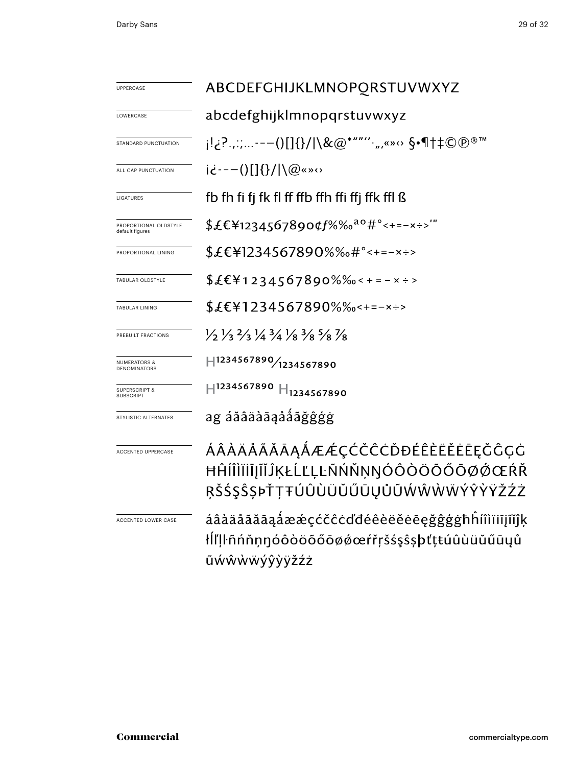| | |
|---|---|
| UPPERCASE | ABCDEFGHIJKLMNOPQRSTUVWXYZ |
| LOWERCASE | abcdefghijklmnopqrstuvwxyz |
| STANDARD PUNCTUATION | ¡!¿?.,:;...-–—()[]{}/|\&@*""''·‚„«»‹› §•¶†‡©℗®™ |
| ALL CAP PUNCTUATION | ¡¿-–—()[]{}/|\@«»‹› |
| LIGATURES | fb fh fi fj fk fl ff ffb ffh ffi ffj ffk ffl ß |
| PROPORTIONAL OLDSTYLE default figures | $£€¥1234567890¢ƒ%‰ªº#°<+=−×÷>'" |
| PROPORTIONAL LINING | $£€¥1234567890%‰#°<+=−×÷> |
| TABULAR OLDSTYLE | $£€¥1234567890%‰<+=−×÷> |
| TABULAR LINING | $£€¥1234567890%‰<+=−×÷> |
| PREBUILT FRACTIONS | ½ ⅓ ⅔ ¼ ¾ ⅛ ⅜ ⅝ ⅞ |
| NUMERATORS & DENOMINATORS | H$^{1234567890}$/$_{1234567890}$ |
| SUPERSCRIPT & SUBSCRIPT | H$^{1234567890}$ H$_{1234567890}$ |
| STYLISTIC ALTERNATES | ag áăâäàāąåǻãğĝģġ |
| ACCENTED UPPERCASE | ÁÂÀÄÅÃĂĀĄǺÆǼÇĆČĈĊĎĐÉÊÈËĚĖĒĘĞĜĢĠĦĤÍÎÌÏİĪĮĨĬĴĶŁĹĽĻĿÑŃŇŅŊÓÔÒÖÕŐŌØǾŒŔŘŖŠŚŞŜȘÞŤŢŦÚÛÙÜŬŰŪŲŮŨẂŴẀẄÝŶỲŸŽŹŻ |
| ACCENTED LOWER CASE | áâàäåãăāąǻæǽçćčĉċďđéêèëěėēęğĝģġħĥíîìïiīįĩĭĵķłĺľļŀñńňņŋóôòöõőōøǿœŕřŗšśşŝșþťţŧúûùüŭűūųůũẃŵẁẅýŷỳÿžźż |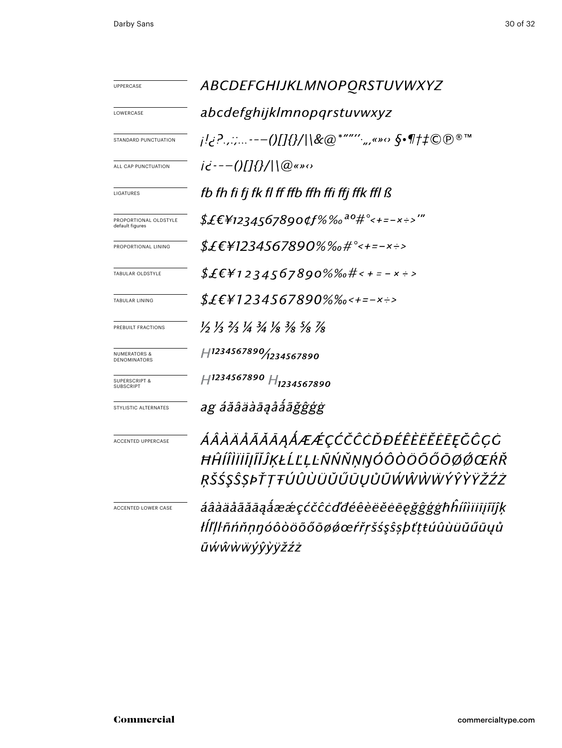| | |
|---|---|
| UPPERCASE | *ABCDEFGHIJKLMNOPQRSTUVWXYZ* |
| LOWERCASE | *abcdefghijklmnopqrstuvwxyz* |
| STANDARD PUNCTUATION | *¡!¿?.,:;...---()[]{}/\|\\&@*""''·„‚«»‹› §•¶†‡©℗®™* |
| ALL CAP PUNCTUATION | *¡¿---()[]{}/\|\\@«»‹›* |
| LIGATURES | *fb fh fi fj fk fl ff ffb ffh ffi ffj ffk ffl ß* |
| PROPORTIONAL OLDSTYLE default figures | *$£€¥1234567890¢f%‰ªº#°<+=−×÷>'"* |
| PROPORTIONAL LINING | *$£€¥1234567890%‰#°<+=−×÷>* |
| TABULAR OLDSTYLE | *$£€¥1234567890%‰#<+=−×÷>* |
| TABULAR LINING | *$£€¥1234567890%‰<+=−×÷>* |
| PREBUILT FRACTIONS | *½ ⅓ ⅔ ¼ ¾ ⅛ ⅜ ⅝ ⅞* |
| NUMERATORS & DENOMINATORS | *H1234567890⁄1234567890* |
| SUPERSCRIPT & SUBSCRIPT | *H1234567890 H1234567890* |
| STYLISTIC ALTERNATES | *ag áăâäàāąåǻãğĝģġ* |
| ACCENTED UPPERCASE | *ÁÂÀÄÅÃĂĀĄǺÆǼÇĆČĈĊĎĐÉÊÈËĚĖĒĘĞĜĢĠĦĤÍÎÌÏİĪĮĨĬĴĶŁĹĽĻĿÑŃŇŅŊÓÔÒÖÕŐŌØǾŒŔŘŖŠŚŞŜȘÞŤŢŦÚÛÙÜŬŰŪŲŮŨẂŴẀẄÝŶỲŸŽŹŻ* |
| ACCENTED LOWER CASE | *áâàäåãăāąǻæǽçćčĉċďđéêèëěėēęğĝģġħĥíîìïīįĩĭĵķłĺľļŀñńňņŋóôòöõőōøǿœŕřŗšśşŝșþťţŧúûùüŭűūųůũẃŵẁẅýŷỳÿžźż* |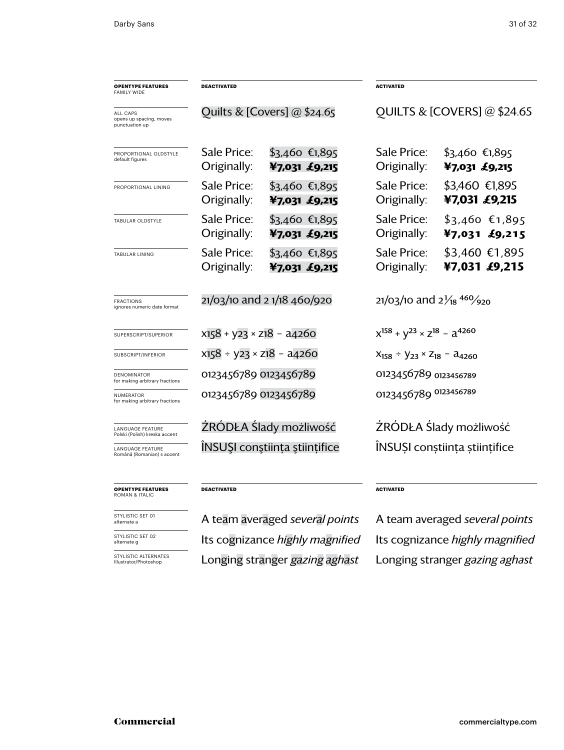| OPENTYPE FEATURES FAMILY WIDE | DEACTIVATED | ACTIVATED |
|---|---|---|
| ALL CAPS opens up spacing, moves punctuation up | Quilts & [Covers] @ $24.65 | QUILTS & [COVERS] @ $24.65 |
| PROPORTIONAL OLDSTYLE default figures | Sale Price: $3,460 €1,895 Originally: **¥7,031 £9,215** | Sale Price: $3,460 €1,895 Originally: **¥7,031 £9,215** |
| PROPORTIONAL LINING | Sale Price: $3,460 €1,895 Originally: **¥7,031 £9,215** | Sale Price: $3,460 €1,895 Originally: **¥7,031 £9,215** |
| TABULAR OLDSTYLE | Sale Price: $3,460 €1,895 Originally: **¥7,031 £9,215** | Sale Price: $3,460 €1,895 Originally: **¥7,031 £9,215** |
| TABULAR LINING | Sale Price: $3,460 €1,895 Originally: **¥7,031 £9,215** | Sale Price: $3,460 €1,895 Originally: **¥7,031 £9,215** |
| FRACTIONS ignores numeric date format | 21/03/10 and 2 1/18 460/920 | 21/03/10 and 2 1⁄18 460⁄920 |
| SUPERSCRIPT/SUPERIOR | x158 + y23 × z18 – a4260 | $x^{158} + y^{23} \times z^{18} - a^{4260}$ |
| SUBSCRIPT/INFERIOR | x158 ÷ y23 × z18 – a4260 | $x_{158} \div y_{23} \times z_{18} - a_{4260}$ |
| DENOMINATOR for making arbitrary fractions | 0123456789 0123456789 | 0123456789 $_{0123456789}$ |
| NUMERATOR for making arbitrary fractions | 0123456789 0123456789 | 0123456789 $^{0123456789}$ |
| LANGUAGE FEATURE Polski (Polish) kreska accent | ŹRÓDŁA Ślady możliwość | ŹRÓDŁA Ślady możliwość |
| LANGUAGE FEATURE Română (Romanian) s accent | ÎNSUŞI conştiinţa ştiinţifice | ÎNSUȘI conștiința științifice |

| OPENTYPE FEATURES ROMAN & ITALIC | DEACTIVATED | ACTIVATED |
|---|---|---|
| STYLISTIC SET 01 alternate a | A team averaged *several points* | A team averaged *several points* |
| STYLISTIC SET 02 alternate g | Its cognizance *highly magnified* | Its cognizance *highly magnified* |
| STYLISTIC ALTERNATES Illustrator/Photoshop | Longing stranger *gazing aghast* | Longing stranger *gazing aghast* |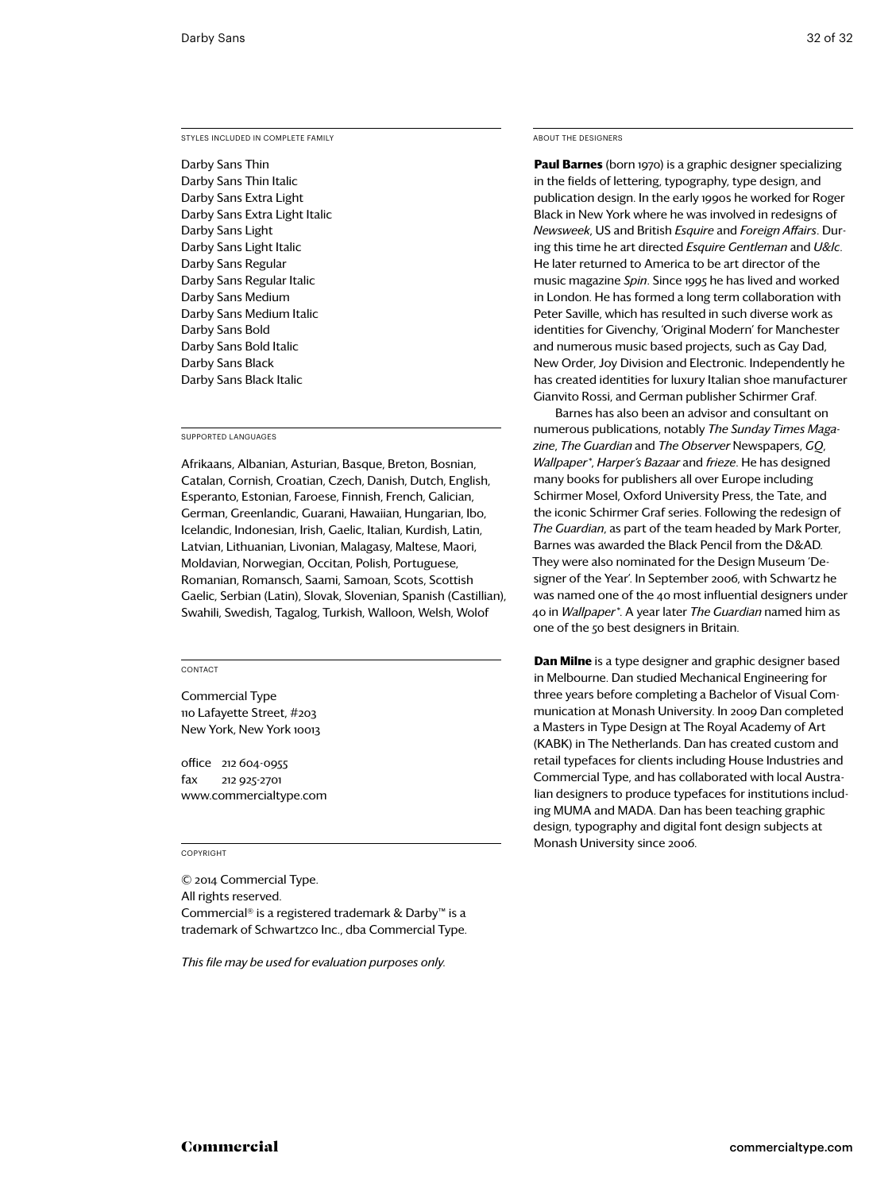## STYLES INCLUDED IN COMPLETE FAMILY

Darby Sans Thin
Darby Sans Thin Italic
Darby Sans Extra Light
Darby Sans Extra Light Italic
Darby Sans Light
Darby Sans Light Italic
Darby Sans Regular
Darby Sans Regular Italic
Darby Sans Medium
Darby Sans Medium Italic
Darby Sans Bold
Darby Sans Bold Italic
Darby Sans Black
Darby Sans Black Italic

## SUPPORTED LANGUAGES

Afrikaans, Albanian, Asturian, Basque, Breton, Bosnian, Catalan, Cornish, Croatian, Czech, Danish, Dutch, English, Esperanto, Estonian, Faroese, Finnish, French, Galician, German, Greenlandic, Guarani, Hawaiian, Hungarian, Ibo, Icelandic, Indonesian, Irish, Gaelic, Italian, Kurdish, Latin, Latvian, Lithuanian, Livonian, Malagasy, Maltese, Maori, Moldavian, Norwegian, Occitan, Polish, Portuguese, Romanian, Romansch, Saami, Samoan, Scots, Scottish Gaelic, Serbian (Latin), Slovak, Slovenian, Spanish (Castillian), Swahili, Swedish, Tagalog, Turkish, Walloon, Welsh, Wolof

## CONTACT

Commercial Type
110 Lafayette Street, #203
New York, New York 10013

office 212 604-0955
fax 212 925-2701
www.commercialtype.com

## COPYRIGHT

© 2014 Commercial Type.
All rights reserved.
Commercial® is a registered trademark & Darby™ is a trademark of Schwartzco Inc., dba Commercial Type.

*This file may be used for evaluation purposes only.*

## ABOUT THE DESIGNERS

**Paul Barnes** (born 1970) is a graphic designer specializing in the fields of lettering, typography, type design, and publication design. In the early 1990s he worked for Roger Black in New York where he was involved in redesigns of *Newsweek*, US and British *Esquire* and *Foreign Affairs*. During this time he art directed *Esquire Gentleman* and *U&lc*. He later returned to America to be art director of the music magazine *Spin*. Since 1995 he has lived and worked in London. He has formed a long term collaboration with Peter Saville, which has resulted in such diverse work as identities for Givenchy, 'Original Modern' for Manchester and numerous music based projects, such as Gay Dad, New Order, Joy Division and Electronic. Independently he has created identities for luxury Italian shoe manufacturer Gianvito Rossi, and German publisher Schirmer Graf.

Barnes has also been an advisor and consultant on numerous publications, notably *The Sunday Times Magazine*, *The Guardian* and *The Observer* Newspapers, *GQ*, *Wallpaper**, *Harper's Bazaar* and *frieze*. He has designed many books for publishers all over Europe including Schirmer Mosel, Oxford University Press, the Tate, and the iconic Schirmer Graf series. Following the redesign of *The Guardian*, as part of the team headed by Mark Porter, Barnes was awarded the Black Pencil from the D&AD. They were also nominated for the Design Museum 'Designer of the Year'. In September 2006, with Schwartz he was named one of the 40 most influential designers under 40 in *Wallpaper**. A year later *The Guardian* named him as one of the 50 best designers in Britain.

**Dan Milne** is a type designer and graphic designer based in Melbourne. Dan studied Mechanical Engineering for three years before completing a Bachelor of Visual Communication at Monash University. In 2009 Dan completed a Masters in Type Design at The Royal Academy of Art (KABK) in The Netherlands. Dan has created custom and retail typefaces for clients including House Industries and Commercial Type, and has collaborated with local Australian designers to produce typefaces for institutions including MUMA and MADA. Dan has been teaching graphic design, typography and digital font design subjects at Monash University since 2006.